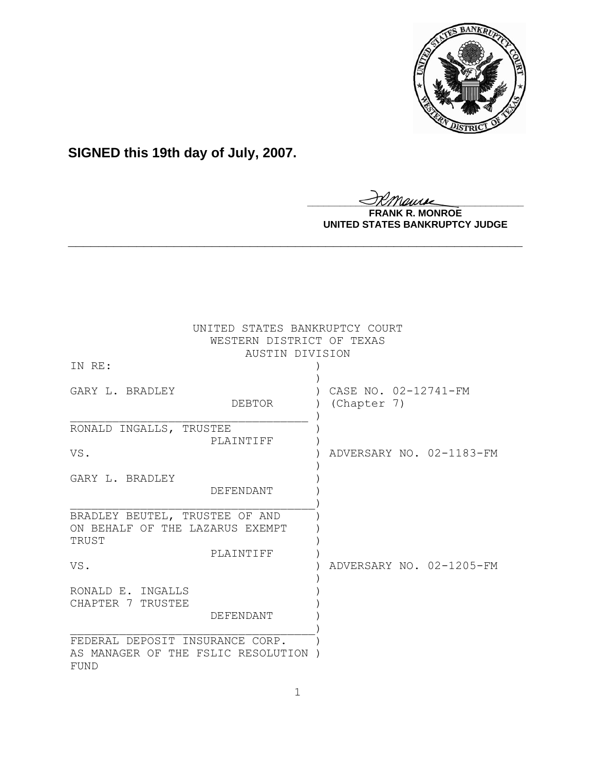**SIGNED this 19th day of July, 2007.**

**FRANK R. MONROE**
**UNITED STATES BANKRUPTCY JUDGE**

---

UNITED STATES BANKRUPTCY COURT
WESTERN DISTRICT OF TEXAS
AUSTIN DIVISION

| | |
|---|---|
| IN RE: | |
| GARY L. BRADLEY, DEBTOR | CASE NO. 02-12741-FM (Chapter 7) |
| RONALD INGALLS, TRUSTEE, PLAINTIFF | |
| VS. | ADVERSARY NO. 02-1183-FM |
| GARY L. BRADLEY, DEFENDANT | |
| BRADLEY BEUTEL, TRUSTEE OF AND ON BEHALF OF THE LAZARUS EXEMPT TRUST, PLAINTIFF | |
| VS. | ADVERSARY NO. 02-1205-FM |
| RONALD E. INGALLS, CHAPTER 7 TRUSTEE, DEFENDANT | |
| FEDERAL DEPOSIT INSURANCE CORP. AS MANAGER OF THE FSLIC RESOLUTION FUND | |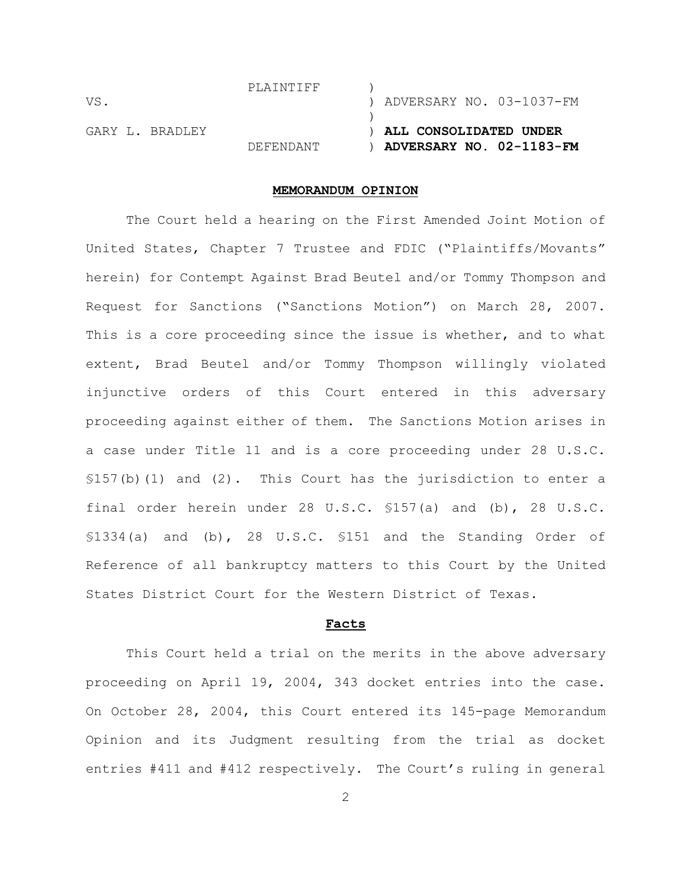| | | |
|---|---|---|
| | PLAINTIFF | ) |
| VS. | | ) ADVERSARY NO. 03-1037-FM |
| | | ) |
| GARY L. BRADLEY | | ) **ALL CONSOLIDATED UNDER** |
| | DEFENDANT | ) **ADVERSARY NO. 02-1183-FM** |

**MEMORANDUM OPINION**

The Court held a hearing on the First Amended Joint Motion of United States, Chapter 7 Trustee and FDIC ("Plaintiffs/Movants" herein) for Contempt Against Brad Beutel and/or Tommy Thompson and Request for Sanctions ("Sanctions Motion") on March 28, 2007. This is a core proceeding since the issue is whether, and to what extent, Brad Beutel and/or Tommy Thompson willingly violated injunctive orders of this Court entered in this adversary proceeding against either of them. The Sanctions Motion arises in a case under Title 11 and is a core proceeding under 28 U.S.C. §157(b)(1) and (2). This Court has the jurisdiction to enter a final order herein under 28 U.S.C. §157(a) and (b), 28 U.S.C. §1334(a) and (b), 28 U.S.C. §151 and the Standing Order of Reference of all bankruptcy matters to this Court by the United States District Court for the Western District of Texas.

**Facts**

This Court held a trial on the merits in the above adversary proceeding on April 19, 2004, 343 docket entries into the case. On October 28, 2004, this Court entered its 145-page Memorandum Opinion and its Judgment resulting from the trial as docket entries #411 and #412 respectively. The Court's ruling in general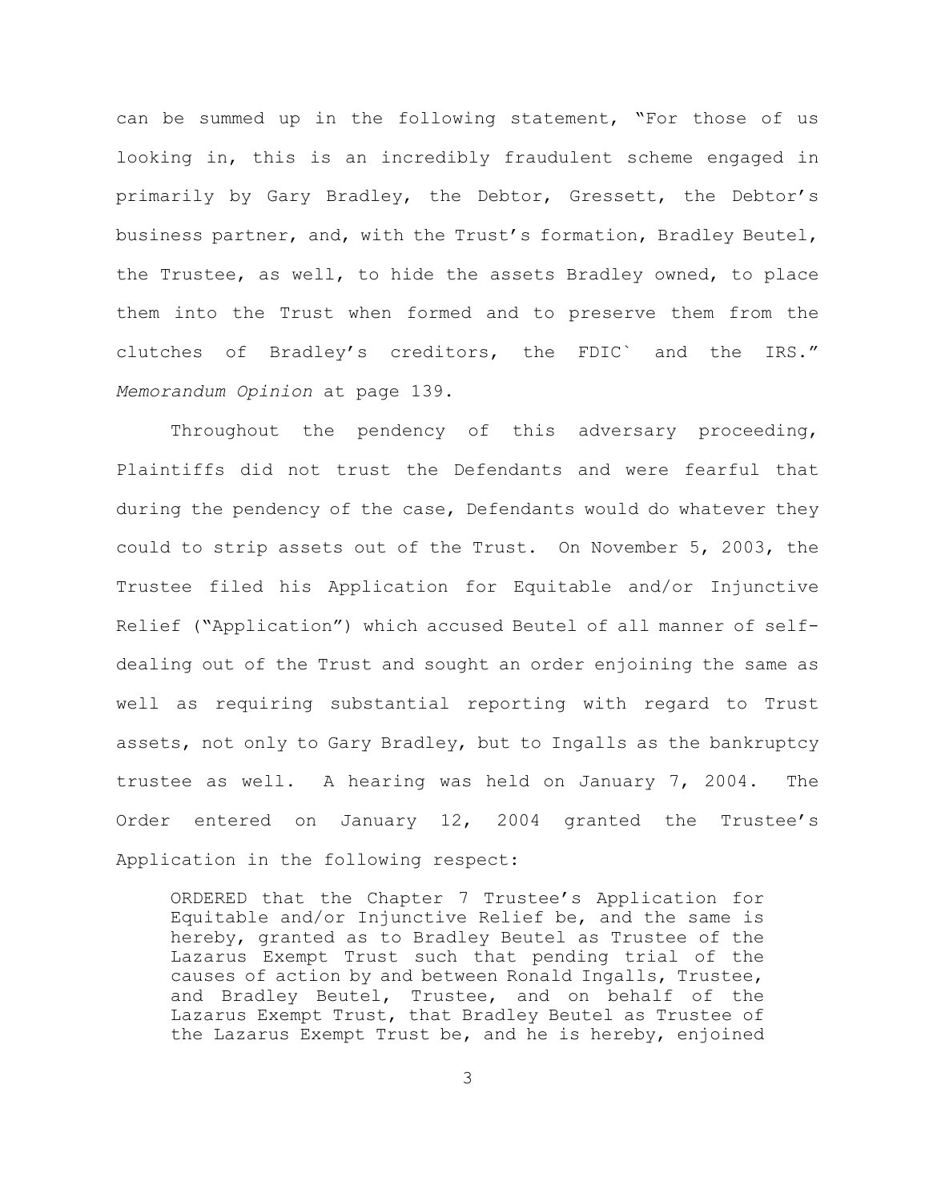can be summed up in the following statement, "For those of us looking in, this is an incredibly fraudulent scheme engaged in primarily by Gary Bradley, the Debtor, Gressett, the Debtor's business partner, and, with the Trust's formation, Bradley Beutel, the Trustee, as well, to hide the assets Bradley owned, to place them into the Trust when formed and to preserve them from the clutches of Bradley's creditors, the FDIC` and the IRS." *Memorandum Opinion* at page 139.

Throughout the pendency of this adversary proceeding, Plaintiffs did not trust the Defendants and were fearful that during the pendency of the case, Defendants would do whatever they could to strip assets out of the Trust. On November 5, 2003, the Trustee filed his Application for Equitable and/or Injunctive Relief ("Application") which accused Beutel of all manner of self-dealing out of the Trust and sought an order enjoining the same as well as requiring substantial reporting with regard to Trust assets, not only to Gary Bradley, but to Ingalls as the bankruptcy trustee as well. A hearing was held on January 7, 2004. The Order entered on January 12, 2004 granted the Trustee's Application in the following respect:

> ORDERED that the Chapter 7 Trustee's Application for Equitable and/or Injunctive Relief be, and the same is hereby, granted as to Bradley Beutel as Trustee of the Lazarus Exempt Trust such that pending trial of the causes of action by and between Ronald Ingalls, Trustee, and Bradley Beutel, Trustee, and on behalf of the Lazarus Exempt Trust, that Bradley Beutel as Trustee of the Lazarus Exempt Trust be, and he is hereby, enjoined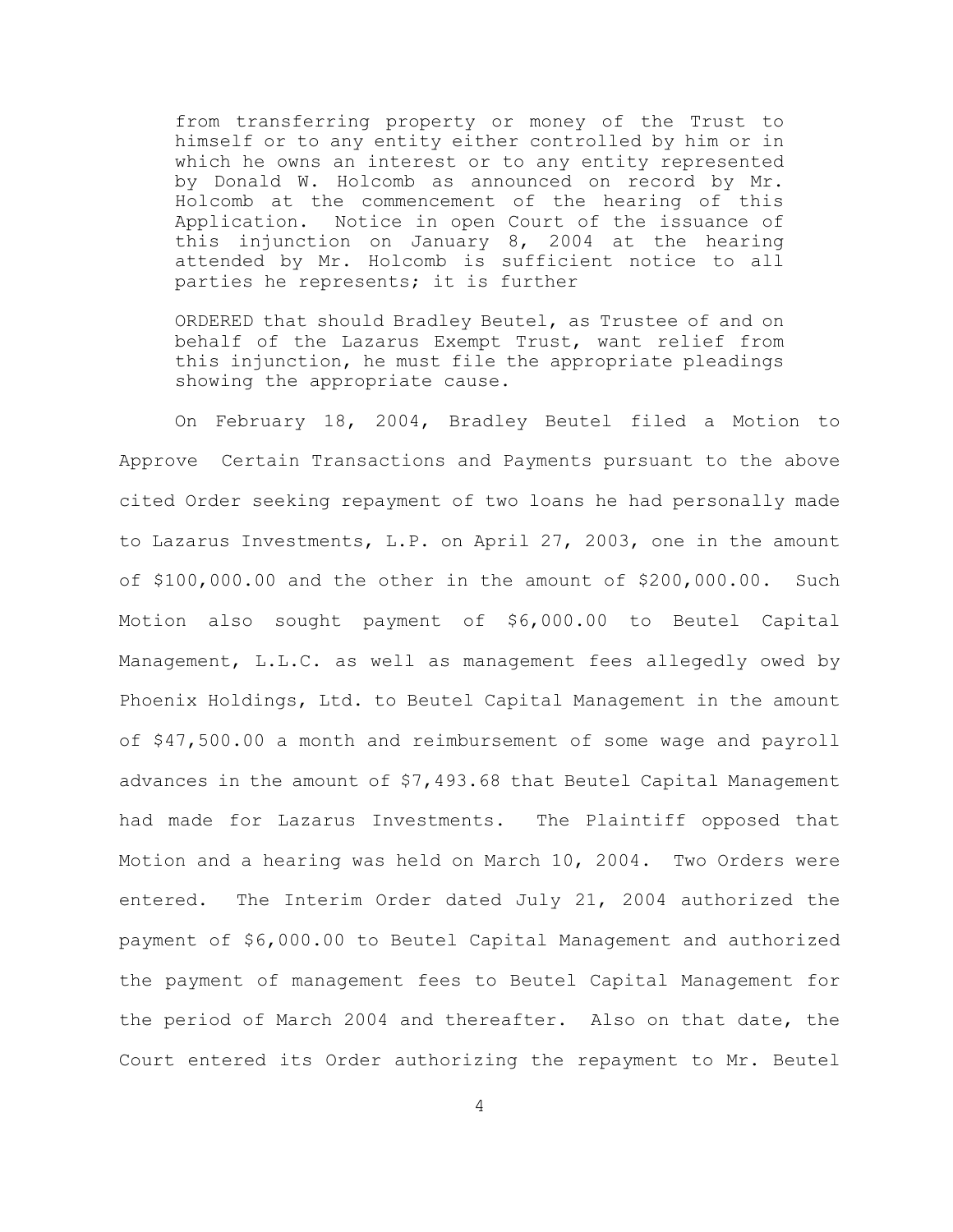> from transferring property or money of the Trust to himself or to any entity either controlled by him or in which he owns an interest or to any entity represented by Donald W. Holcomb as announced on record by Mr. Holcomb at the commencement of the hearing of this Application. Notice in open Court of the issuance of this injunction on January 8, 2004 at the hearing attended by Mr. Holcomb is sufficient notice to all parties he represents; it is further
>
> ORDERED that should Bradley Beutel, as Trustee of and on behalf of the Lazarus Exempt Trust, want relief from this injunction, he must file the appropriate pleadings showing the appropriate cause.

On February 18, 2004, Bradley Beutel filed a Motion to Approve Certain Transactions and Payments pursuant to the above cited Order seeking repayment of two loans he had personally made to Lazarus Investments, L.P. on April 27, 2003, one in the amount of $100,000.00 and the other in the amount of $200,000.00. Such Motion also sought payment of $6,000.00 to Beutel Capital Management, L.L.C. as well as management fees allegedly owed by Phoenix Holdings, Ltd. to Beutel Capital Management in the amount of $47,500.00 a month and reimbursement of some wage and payroll advances in the amount of $7,493.68 that Beutel Capital Management had made for Lazarus Investments. The Plaintiff opposed that Motion and a hearing was held on March 10, 2004. Two Orders were entered. The Interim Order dated July 21, 2004 authorized the payment of $6,000.00 to Beutel Capital Management and authorized the payment of management fees to Beutel Capital Management for the period of March 2004 and thereafter. Also on that date, the Court entered its Order authorizing the repayment to Mr. Beutel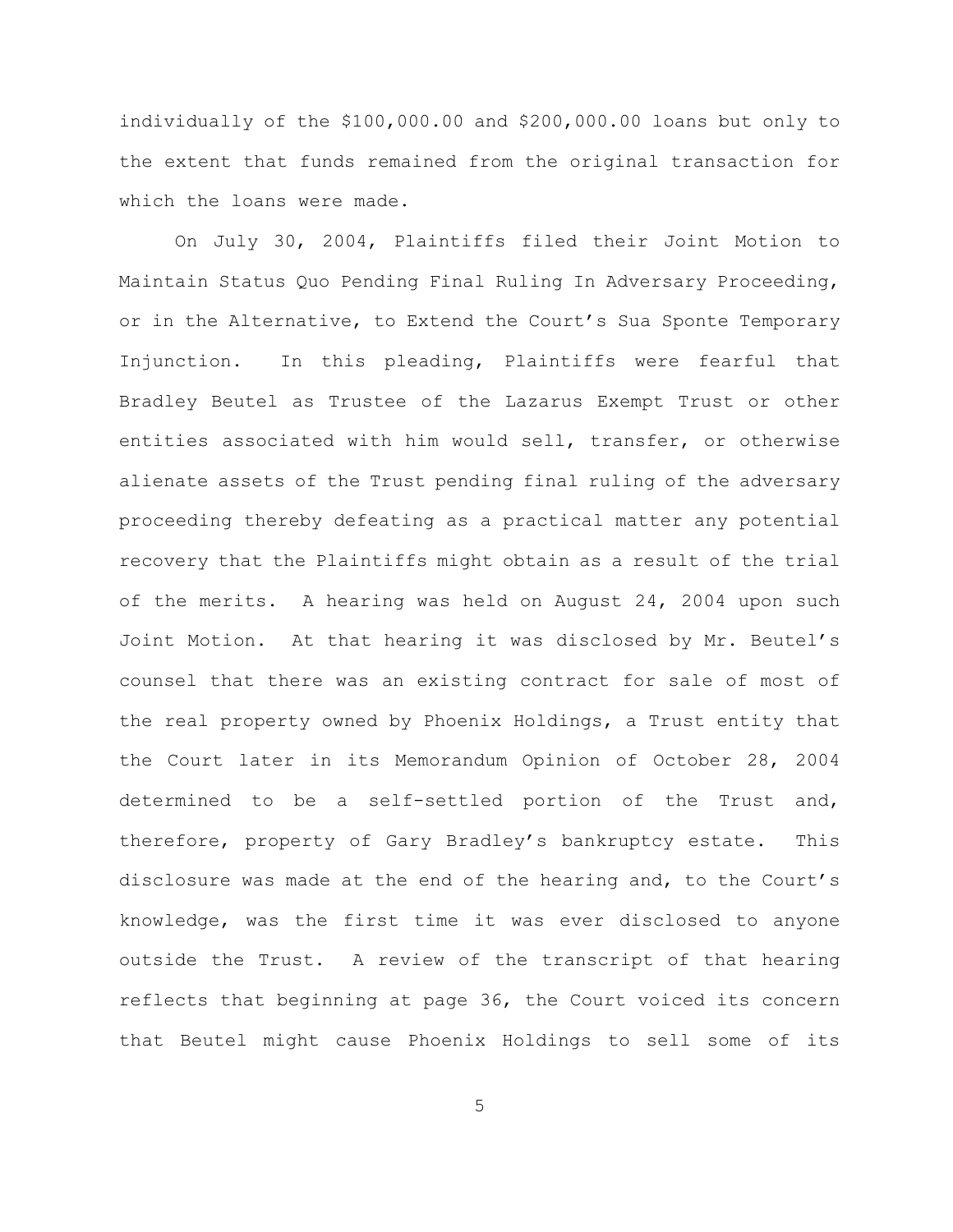individually of the $100,000.00 and $200,000.00 loans but only to the extent that funds remained from the original transaction for which the loans were made.

On July 30, 2004, Plaintiffs filed their Joint Motion to Maintain Status Quo Pending Final Ruling In Adversary Proceeding, or in the Alternative, to Extend the Court's Sua Sponte Temporary Injunction. In this pleading, Plaintiffs were fearful that Bradley Beutel as Trustee of the Lazarus Exempt Trust or other entities associated with him would sell, transfer, or otherwise alienate assets of the Trust pending final ruling of the adversary proceeding thereby defeating as a practical matter any potential recovery that the Plaintiffs might obtain as a result of the trial of the merits. A hearing was held on August 24, 2004 upon such Joint Motion. At that hearing it was disclosed by Mr. Beutel's counsel that there was an existing contract for sale of most of the real property owned by Phoenix Holdings, a Trust entity that the Court later in its Memorandum Opinion of October 28, 2004 determined to be a self-settled portion of the Trust and, therefore, property of Gary Bradley's bankruptcy estate. This disclosure was made at the end of the hearing and, to the Court's knowledge, was the first time it was ever disclosed to anyone outside the Trust. A review of the transcript of that hearing reflects that beginning at page 36, the Court voiced its concern that Beutel might cause Phoenix Holdings to sell some of its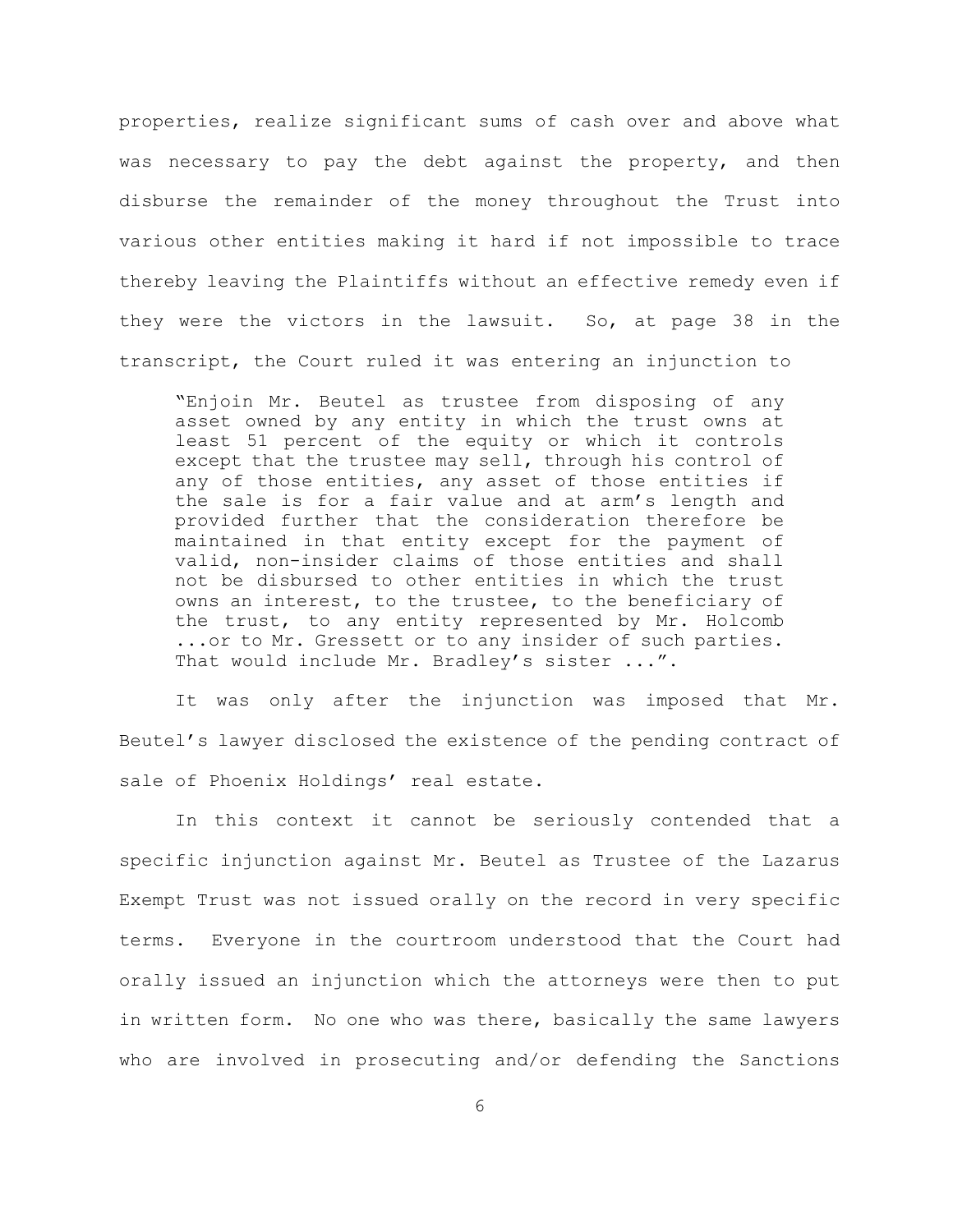properties, realize significant sums of cash over and above what was necessary to pay the debt against the property, and then disburse the remainder of the money throughout the Trust into various other entities making it hard if not impossible to trace thereby leaving the Plaintiffs without an effective remedy even if they were the victors in the lawsuit. So, at page 38 in the transcript, the Court ruled it was entering an injunction to

> "Enjoin Mr. Beutel as trustee from disposing of any asset owned by any entity in which the trust owns at least 51 percent of the equity or which it controls except that the trustee may sell, through his control of any of those entities, any asset of those entities if the sale is for a fair value and at arm's length and provided further that the consideration therefore be maintained in that entity except for the payment of valid, non-insider claims of those entities and shall not be disbursed to other entities in which the trust owns an interest, to the trustee, to the beneficiary of the trust, to any entity represented by Mr. Holcomb ...or to Mr. Gressett or to any insider of such parties. That would include Mr. Bradley's sister ...".

It was only after the injunction was imposed that Mr. Beutel's lawyer disclosed the existence of the pending contract of sale of Phoenix Holdings' real estate.

In this context it cannot be seriously contended that a specific injunction against Mr. Beutel as Trustee of the Lazarus Exempt Trust was not issued orally on the record in very specific terms. Everyone in the courtroom understood that the Court had orally issued an injunction which the attorneys were then to put in written form. No one who was there, basically the same lawyers who are involved in prosecuting and/or defending the Sanctions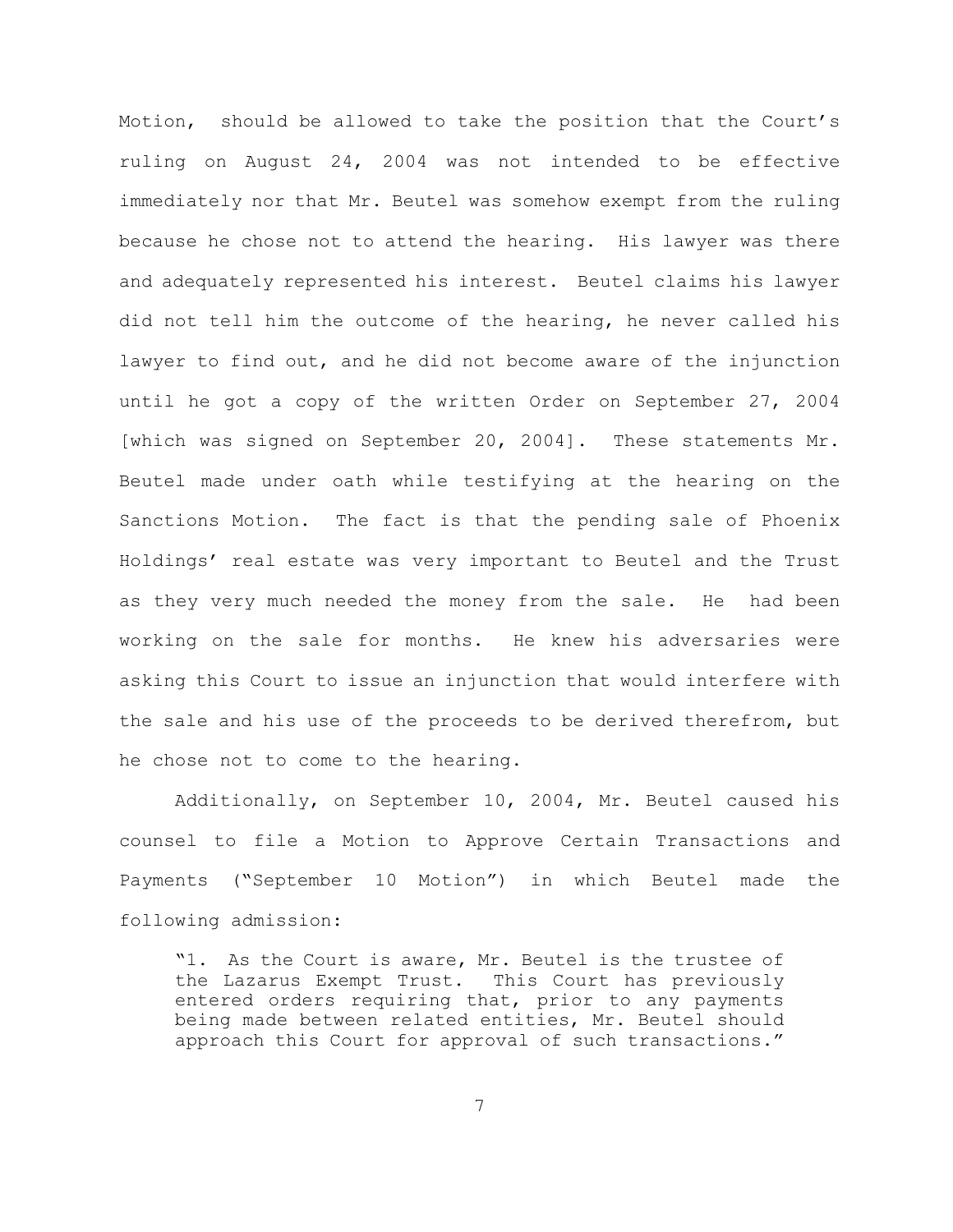Motion, should be allowed to take the position that the Court's ruling on August 24, 2004 was not intended to be effective immediately nor that Mr. Beutel was somehow exempt from the ruling because he chose not to attend the hearing. His lawyer was there and adequately represented his interest. Beutel claims his lawyer did not tell him the outcome of the hearing, he never called his lawyer to find out, and he did not become aware of the injunction until he got a copy of the written Order on September 27, 2004 [which was signed on September 20, 2004]. These statements Mr. Beutel made under oath while testifying at the hearing on the Sanctions Motion. The fact is that the pending sale of Phoenix Holdings' real estate was very important to Beutel and the Trust as they very much needed the money from the sale. He had been working on the sale for months. He knew his adversaries were asking this Court to issue an injunction that would interfere with the sale and his use of the proceeds to be derived therefrom, but he chose not to come to the hearing.

Additionally, on September 10, 2004, Mr. Beutel caused his counsel to file a Motion to Approve Certain Transactions and Payments ("September 10 Motion") in which Beutel made the following admission:

> "1. As the Court is aware, Mr. Beutel is the trustee of the Lazarus Exempt Trust. This Court has previously entered orders requiring that, prior to any payments being made between related entities, Mr. Beutel should approach this Court for approval of such transactions."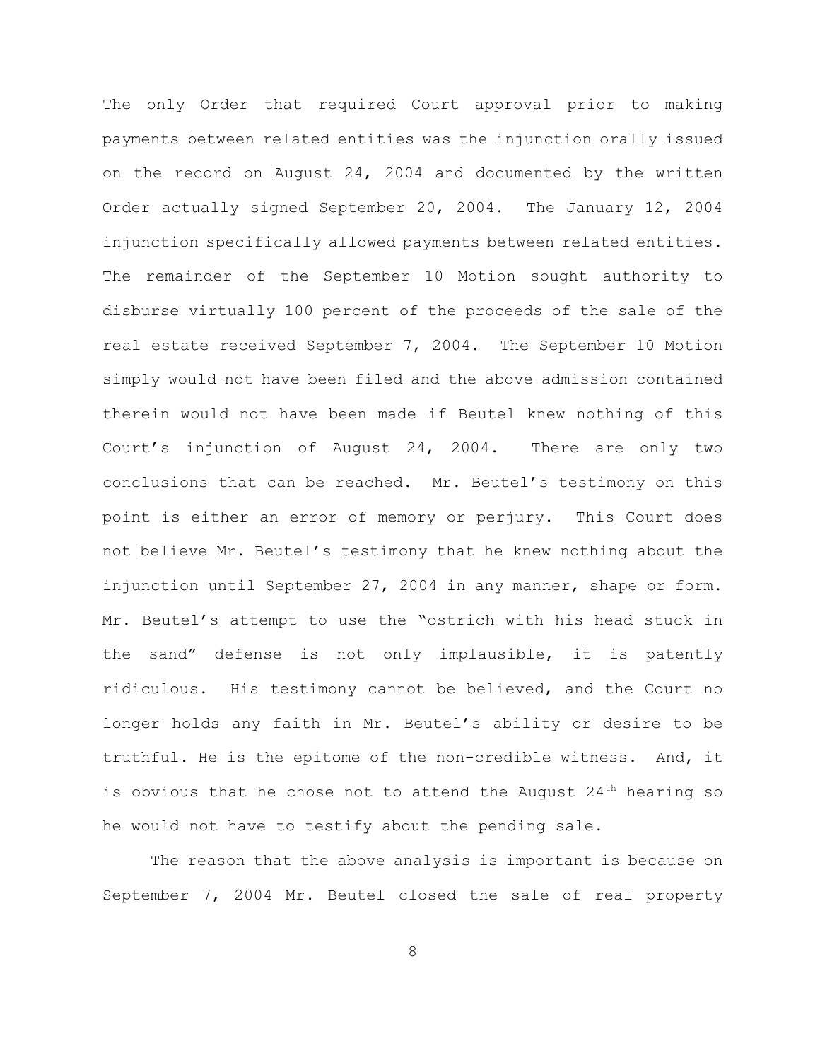The only Order that required Court approval prior to making payments between related entities was the injunction orally issued on the record on August 24, 2004 and documented by the written Order actually signed September 20, 2004. The January 12, 2004 injunction specifically allowed payments between related entities. The remainder of the September 10 Motion sought authority to disburse virtually 100 percent of the proceeds of the sale of the real estate received September 7, 2004. The September 10 Motion simply would not have been filed and the above admission contained therein would not have been made if Beutel knew nothing of this Court's injunction of August 24, 2004. There are only two conclusions that can be reached. Mr. Beutel's testimony on this point is either an error of memory or perjury. This Court does not believe Mr. Beutel's testimony that he knew nothing about the injunction until September 27, 2004 in any manner, shape or form. Mr. Beutel's attempt to use the "ostrich with his head stuck in the sand" defense is not only implausible, it is patently ridiculous. His testimony cannot be believed, and the Court no longer holds any faith in Mr. Beutel's ability or desire to be truthful. He is the epitome of the non-credible witness. And, it is obvious that he chose not to attend the August 24th hearing so he would not have to testify about the pending sale.

The reason that the above analysis is important is because on September 7, 2004 Mr. Beutel closed the sale of real property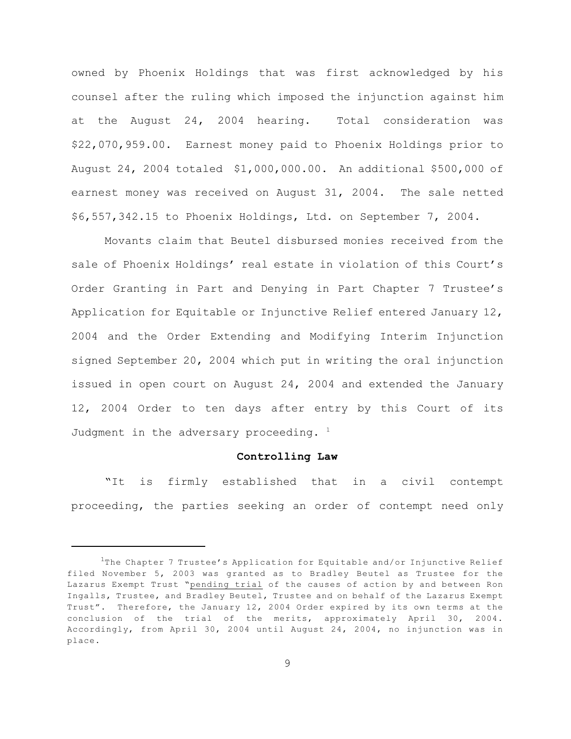owned by Phoenix Holdings that was first acknowledged by his counsel after the ruling which imposed the injunction against him at the August 24, 2004 hearing. Total consideration was $22,070,959.00. Earnest money paid to Phoenix Holdings prior to August 24, 2004 totaled $1,000,000.00. An additional $500,000 of earnest money was received on August 31, 2004. The sale netted $6,557,342.15 to Phoenix Holdings, Ltd. on September 7, 2004.

Movants claim that Beutel disbursed monies received from the sale of Phoenix Holdings' real estate in violation of this Court's Order Granting in Part and Denying in Part Chapter 7 Trustee's Application for Equitable or Injunctive Relief entered January 12, 2004 and the Order Extending and Modifying Interim Injunction signed September 20, 2004 which put in writing the oral injunction issued in open court on August 24, 2004 and extended the January 12, 2004 Order to ten days after entry by this Court of its Judgment in the adversary proceeding. [1]

**Controlling Law**

"It is firmly established that in a civil contempt proceeding, the parties seeking an order of contempt need only

---

[1] The Chapter 7 Trustee's Application for Equitable and/or Injunctive Relief filed November 5, 2003 was granted as to Bradley Beutel as Trustee for the Lazarus Exempt Trust "pending trial of the causes of action by and between Ron Ingalls, Trustee, and Bradley Beutel, Trustee and on behalf of the Lazarus Exempt Trust". Therefore, the January 12, 2004 Order expired by its own terms at the conclusion of the trial of the merits, approximately April 30, 2004. Accordingly, from April 30, 2004 until August 24, 2004, no injunction was in place.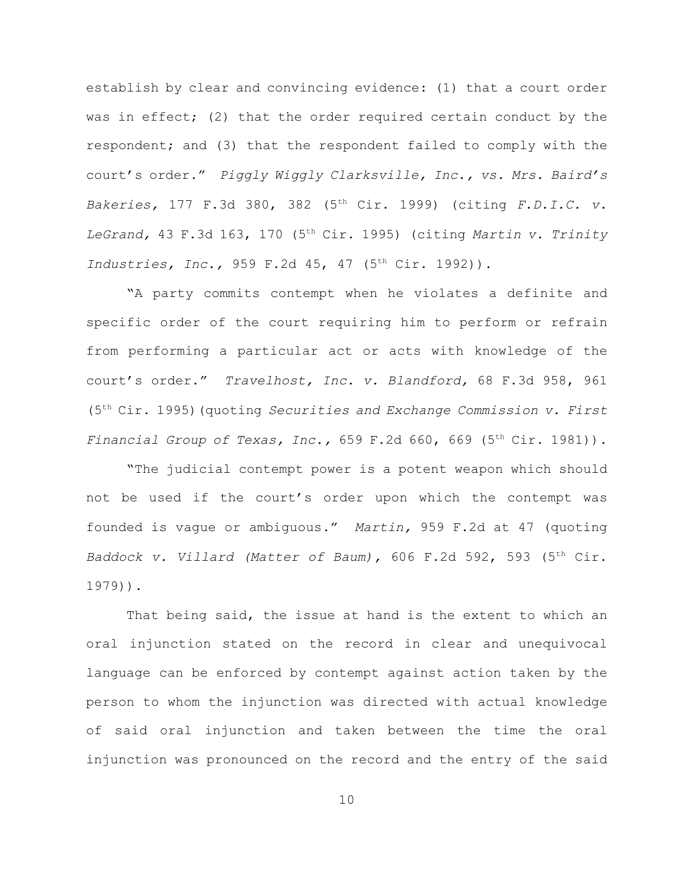establish by clear and convincing evidence: (1) that a court order was in effect; (2) that the order required certain conduct by the respondent; and (3) that the respondent failed to comply with the court's order." *Piggly Wiggly Clarksville, Inc., vs. Mrs. Baird's Bakeries,* 177 F.3d 380, 382 (5th Cir. 1999) (citing *F.D.I.C. v. LeGrand,* 43 F.3d 163, 170 (5th Cir. 1995) (citing *Martin v. Trinity Industries, Inc.*, 959 F.2d 45, 47 (5th Cir. 1992)).

"A party commits contempt when he violates a definite and specific order of the court requiring him to perform or refrain from performing a particular act or acts with knowledge of the court's order." *Travelhost, Inc. v. Blandford,* 68 F.3d 958, 961 (5th Cir. 1995)(quoting *Securities and Exchange Commission v. First Financial Group of Texas, Inc.*, 659 F.2d 660, 669 (5th Cir. 1981)).

"The judicial contempt power is a potent weapon which should not be used if the court's order upon which the contempt was founded is vague or ambiguous." *Martin,* 959 F.2d at 47 (quoting *Baddock v. Villard (Matter of Baum)*, 606 F.2d 592, 593 (5th Cir. 1979)).

That being said, the issue at hand is the extent to which an oral injunction stated on the record in clear and unequivocal language can be enforced by contempt against action taken by the person to whom the injunction was directed with actual knowledge of said oral injunction and taken between the time the oral injunction was pronounced on the record and the entry of the said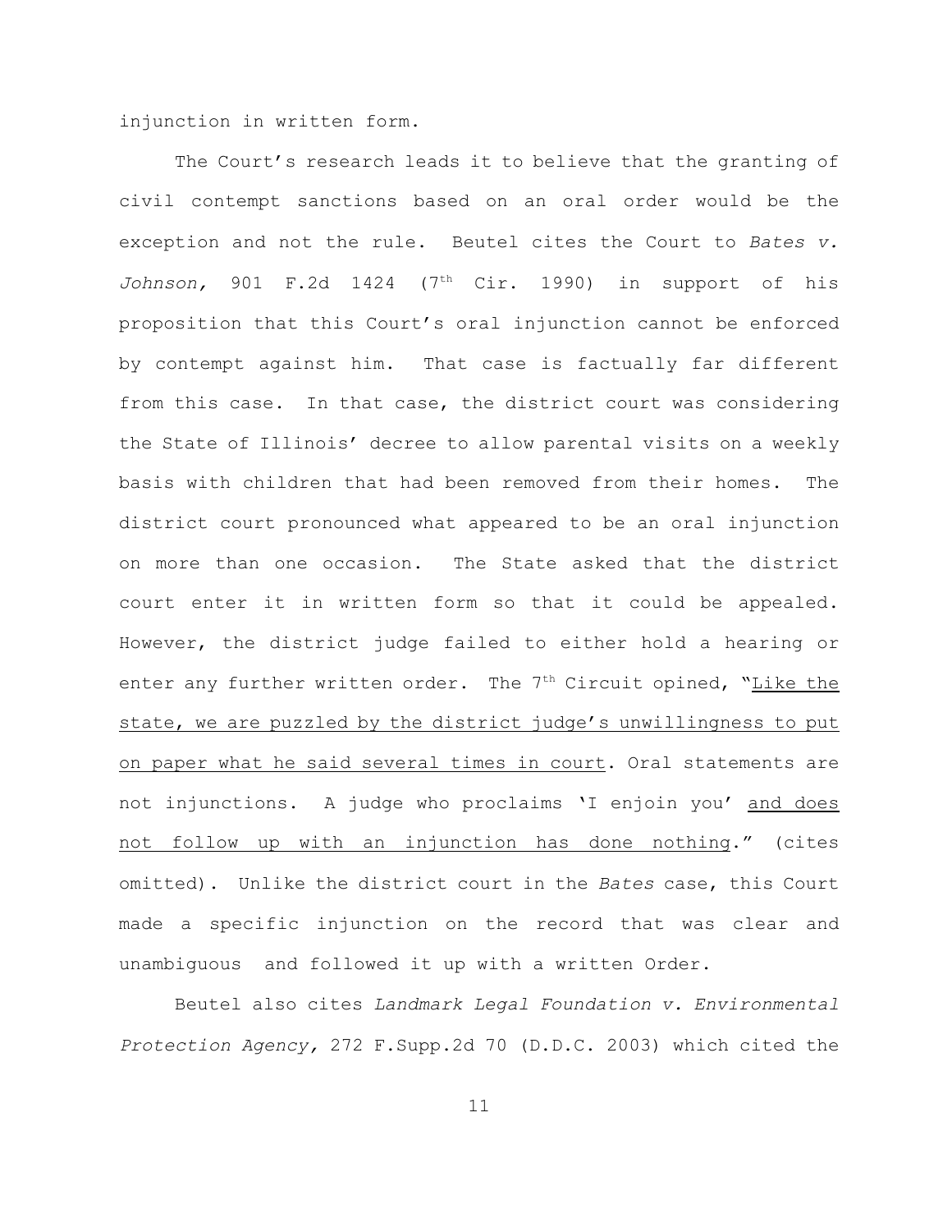injunction in written form.

The Court's research leads it to believe that the granting of civil contempt sanctions based on an oral order would be the exception and not the rule. Beutel cites the Court to *Bates v. Johnson,* 901 F.2d 1424 ($7^{th}$ Cir. 1990) in support of his proposition that this Court's oral injunction cannot be enforced by contempt against him. That case is factually far different from this case. In that case, the district court was considering the State of Illinois' decree to allow parental visits on a weekly basis with children that had been removed from their homes. The district court pronounced what appeared to be an oral injunction on more than one occasion. The State asked that the district court enter it in written form so that it could be appealed. However, the district judge failed to either hold a hearing or enter any further written order. The $7^{th}$ Circuit opined, "<u>Like the state, we are puzzled by the district judge's unwillingness to put on paper what he said several times in court</u>. Oral statements are not injunctions. A judge who proclaims 'I enjoin you' <u>and does not follow up with an injunction has done nothing</u>." (cites omitted). Unlike the district court in the *Bates* case, this Court made a specific injunction on the record that was clear and unambiguous and followed it up with a written Order.

Beutel also cites *Landmark Legal Foundation v. Environmental Protection Agency,* 272 F.Supp.2d 70 (D.D.C. 2003) which cited the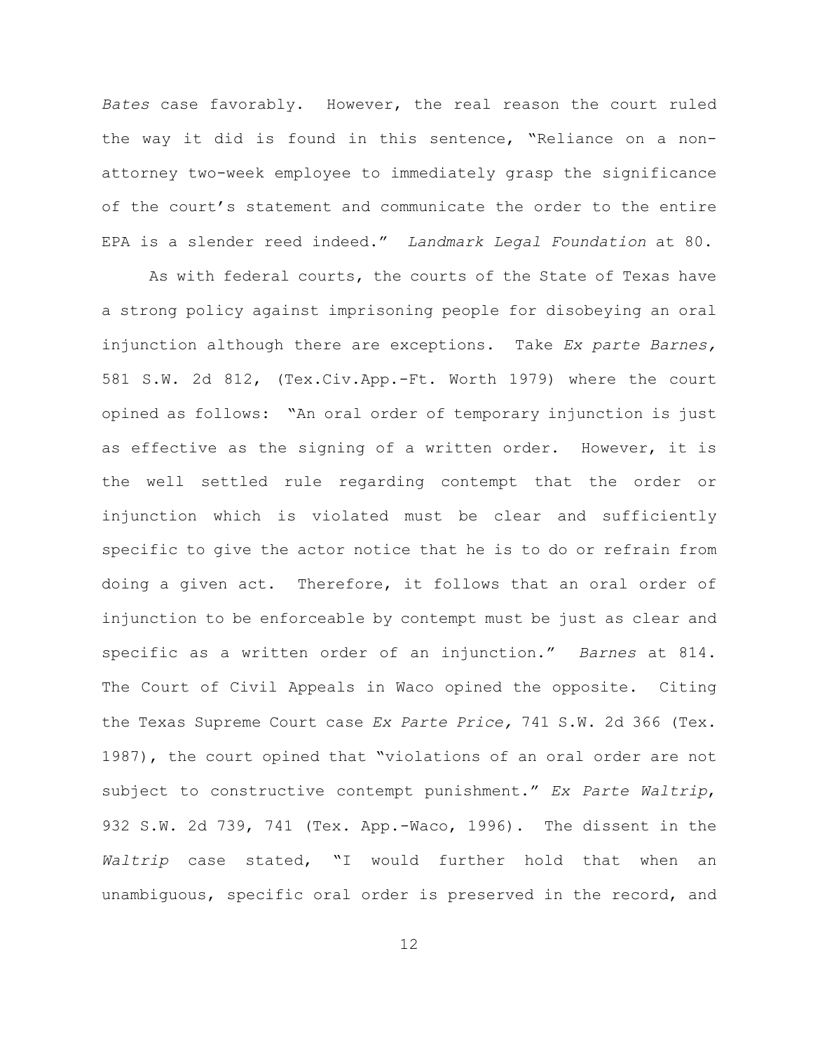*Bates* case favorably. However, the real reason the court ruled the way it did is found in this sentence, "Reliance on a non-attorney two-week employee to immediately grasp the significance of the court's statement and communicate the order to the entire EPA is a slender reed indeed." *Landmark Legal Foundation* at 80.

As with federal courts, the courts of the State of Texas have a strong policy against imprisoning people for disobeying an oral injunction although there are exceptions. Take *Ex parte Barnes,* 581 S.W. 2d 812, (Tex.Civ.App.-Ft. Worth 1979) where the court opined as follows: "An oral order of temporary injunction is just as effective as the signing of a written order. However, it is the well settled rule regarding contempt that the order or injunction which is violated must be clear and sufficiently specific to give the actor notice that he is to do or refrain from doing a given act. Therefore, it follows that an oral order of injunction to be enforceable by contempt must be just as clear and specific as a written order of an injunction." *Barnes* at 814. The Court of Civil Appeals in Waco opined the opposite. Citing the Texas Supreme Court case *Ex Parte Price,* 741 S.W. 2d 366 (Tex. 1987), the court opined that "violations of an oral order are not subject to constructive contempt punishment." *Ex Parte Waltrip*, 932 S.W. 2d 739, 741 (Tex. App.-Waco, 1996). The dissent in the *Waltrip* case stated, "I would further hold that when an unambiguous, specific oral order is preserved in the record, and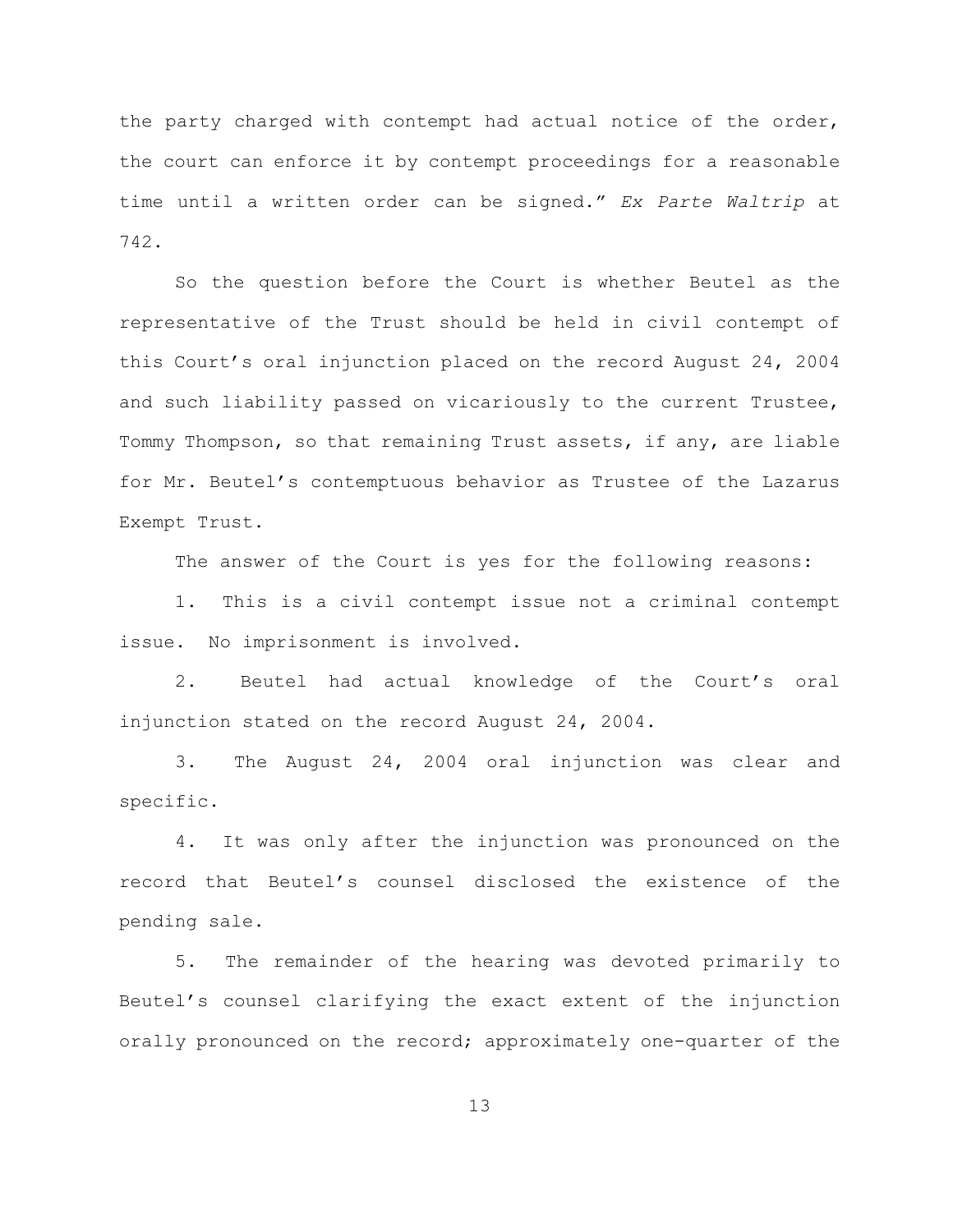the party charged with contempt had actual notice of the order, the court can enforce it by contempt proceedings for a reasonable time until a written order can be signed." *Ex Parte Waltrip* at 742.

So the question before the Court is whether Beutel as the representative of the Trust should be held in civil contempt of this Court's oral injunction placed on the record August 24, 2004 and such liability passed on vicariously to the current Trustee, Tommy Thompson, so that remaining Trust assets, if any, are liable for Mr. Beutel's contemptuous behavior as Trustee of the Lazarus Exempt Trust.

The answer of the Court is yes for the following reasons:

1. This is a civil contempt issue not a criminal contempt issue. No imprisonment is involved.

2. Beutel had actual knowledge of the Court's oral injunction stated on the record August 24, 2004.

3. The August 24, 2004 oral injunction was clear and specific.

4. It was only after the injunction was pronounced on the record that Beutel's counsel disclosed the existence of the pending sale.

5. The remainder of the hearing was devoted primarily to Beutel's counsel clarifying the exact extent of the injunction orally pronounced on the record; approximately one-quarter of the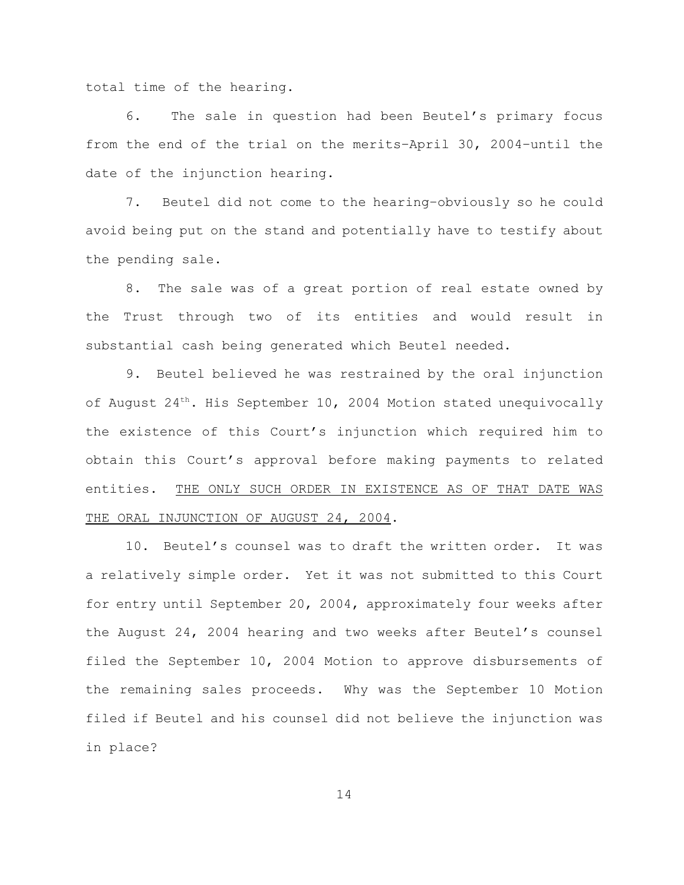total time of the hearing.

6. The sale in question had been Beutel's primary focus from the end of the trial on the merits–April 30, 2004–until the date of the injunction hearing.

7. Beutel did not come to the hearing–obviously so he could avoid being put on the stand and potentially have to testify about the pending sale.

8. The sale was of a great portion of real estate owned by the Trust through two of its entities and would result in substantial cash being generated which Beutel needed.

9. Beutel believed he was restrained by the oral injunction of August 24th. His September 10, 2004 Motion stated unequivocally the existence of this Court's injunction which required him to obtain this Court's approval before making payments to related entities. <u>THE ONLY SUCH ORDER IN EXISTENCE AS OF THAT DATE WAS THE ORAL INJUNCTION OF AUGUST 24, 2004</u>.

10. Beutel's counsel was to draft the written order. It was a relatively simple order. Yet it was not submitted to this Court for entry until September 20, 2004, approximately four weeks after the August 24, 2004 hearing and two weeks after Beutel's counsel filed the September 10, 2004 Motion to approve disbursements of the remaining sales proceeds. Why was the September 10 Motion filed if Beutel and his counsel did not believe the injunction was in place?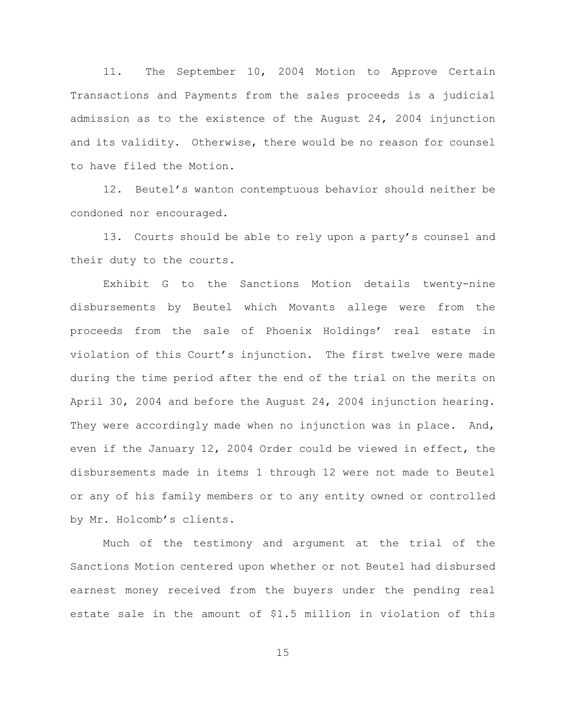11. The September 10, 2004 Motion to Approve Certain Transactions and Payments from the sales proceeds is a judicial admission as to the existence of the August 24, 2004 injunction and its validity. Otherwise, there would be no reason for counsel to have filed the Motion.

12. Beutel's wanton contemptuous behavior should neither be condoned nor encouraged.

13. Courts should be able to rely upon a party's counsel and their duty to the courts.

Exhibit G to the Sanctions Motion details twenty-nine disbursements by Beutel which Movants allege were from the proceeds from the sale of Phoenix Holdings' real estate in violation of this Court's injunction. The first twelve were made during the time period after the end of the trial on the merits on April 30, 2004 and before the August 24, 2004 injunction hearing. They were accordingly made when no injunction was in place. And, even if the January 12, 2004 Order could be viewed in effect, the disbursements made in items 1 through 12 were not made to Beutel or any of his family members or to any entity owned or controlled by Mr. Holcomb's clients.

Much of the testimony and argument at the trial of the Sanctions Motion centered upon whether or not Beutel had disbursed earnest money received from the buyers under the pending real estate sale in the amount of $1.5 million in violation of this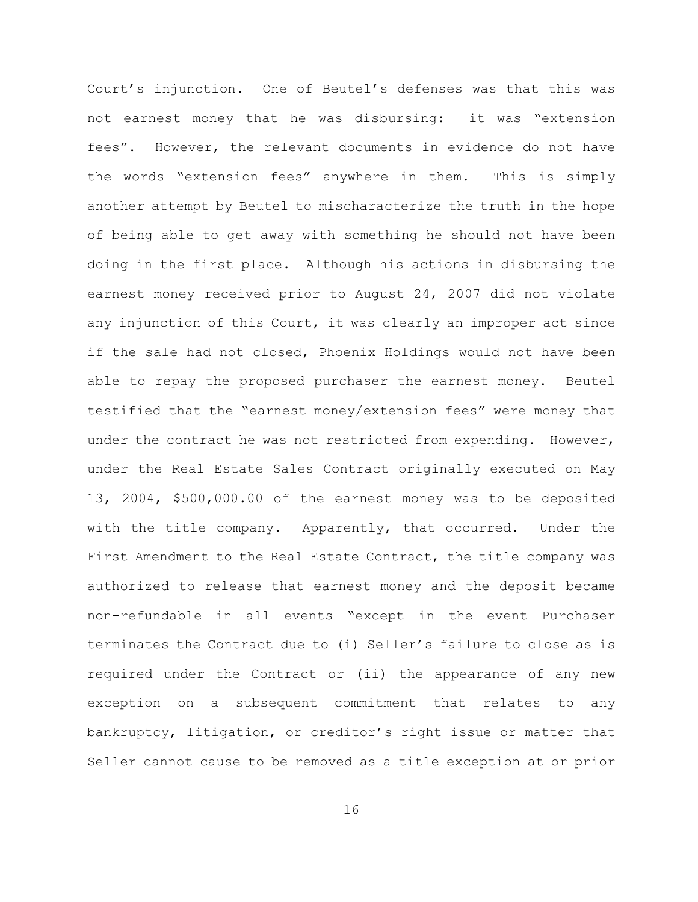Court's injunction. One of Beutel's defenses was that this was not earnest money that he was disbursing: it was "extension fees". However, the relevant documents in evidence do not have the words "extension fees" anywhere in them. This is simply another attempt by Beutel to mischaracterize the truth in the hope of being able to get away with something he should not have been doing in the first place. Although his actions in disbursing the earnest money received prior to August 24, 2007 did not violate any injunction of this Court, it was clearly an improper act since if the sale had not closed, Phoenix Holdings would not have been able to repay the proposed purchaser the earnest money. Beutel testified that the "earnest money/extension fees" were money that under the contract he was not restricted from expending. However, under the Real Estate Sales Contract originally executed on May 13, 2004, $500,000.00 of the earnest money was to be deposited with the title company. Apparently, that occurred. Under the First Amendment to the Real Estate Contract, the title company was authorized to release that earnest money and the deposit became non-refundable in all events "except in the event Purchaser terminates the Contract due to (i) Seller's failure to close as is required under the Contract or (ii) the appearance of any new exception on a subsequent commitment that relates to any bankruptcy, litigation, or creditor's right issue or matter that Seller cannot cause to be removed as a title exception at or prior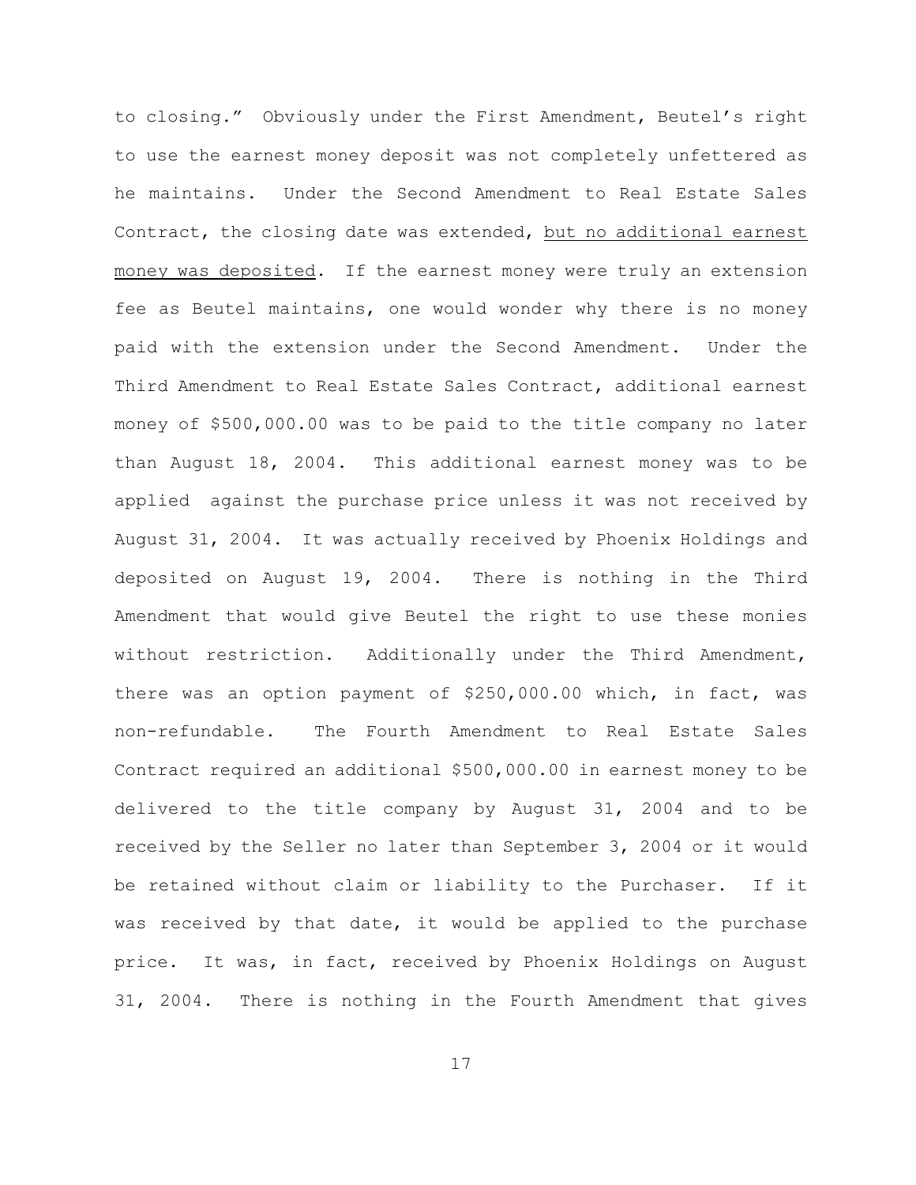to closing." Obviously under the First Amendment, Beutel's right to use the earnest money deposit was not completely unfettered as he maintains. Under the Second Amendment to Real Estate Sales Contract, the closing date was extended, <u>but no additional earnest money was deposited</u>. If the earnest money were truly an extension fee as Beutel maintains, one would wonder why there is no money paid with the extension under the Second Amendment. Under the Third Amendment to Real Estate Sales Contract, additional earnest money of $500,000.00 was to be paid to the title company no later than August 18, 2004. This additional earnest money was to be applied against the purchase price unless it was not received by August 31, 2004. It was actually received by Phoenix Holdings and deposited on August 19, 2004. There is nothing in the Third Amendment that would give Beutel the right to use these monies without restriction. Additionally under the Third Amendment, there was an option payment of $250,000.00 which, in fact, was non-refundable. The Fourth Amendment to Real Estate Sales Contract required an additional $500,000.00 in earnest money to be delivered to the title company by August 31, 2004 and to be received by the Seller no later than September 3, 2004 or it would be retained without claim or liability to the Purchaser. If it was received by that date, it would be applied to the purchase price. It was, in fact, received by Phoenix Holdings on August 31, 2004. There is nothing in the Fourth Amendment that gives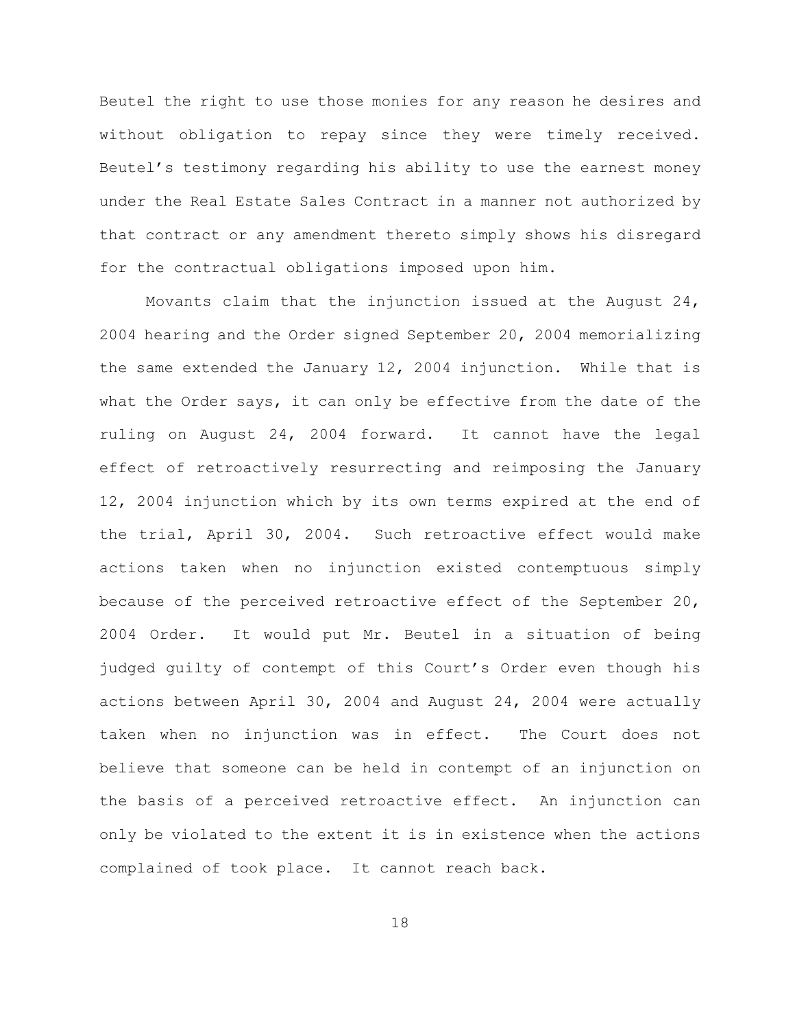Beutel the right to use those monies for any reason he desires and without obligation to repay since they were timely received. Beutel's testimony regarding his ability to use the earnest money under the Real Estate Sales Contract in a manner not authorized by that contract or any amendment thereto simply shows his disregard for the contractual obligations imposed upon him.

Movants claim that the injunction issued at the August 24, 2004 hearing and the Order signed September 20, 2004 memorializing the same extended the January 12, 2004 injunction. While that is what the Order says, it can only be effective from the date of the ruling on August 24, 2004 forward. It cannot have the legal effect of retroactively resurrecting and reimposing the January 12, 2004 injunction which by its own terms expired at the end of the trial, April 30, 2004. Such retroactive effect would make actions taken when no injunction existed contemptuous simply because of the perceived retroactive effect of the September 20, 2004 Order. It would put Mr. Beutel in a situation of being judged guilty of contempt of this Court's Order even though his actions between April 30, 2004 and August 24, 2004 were actually taken when no injunction was in effect. The Court does not believe that someone can be held in contempt of an injunction on the basis of a perceived retroactive effect. An injunction can only be violated to the extent it is in existence when the actions complained of took place. It cannot reach back.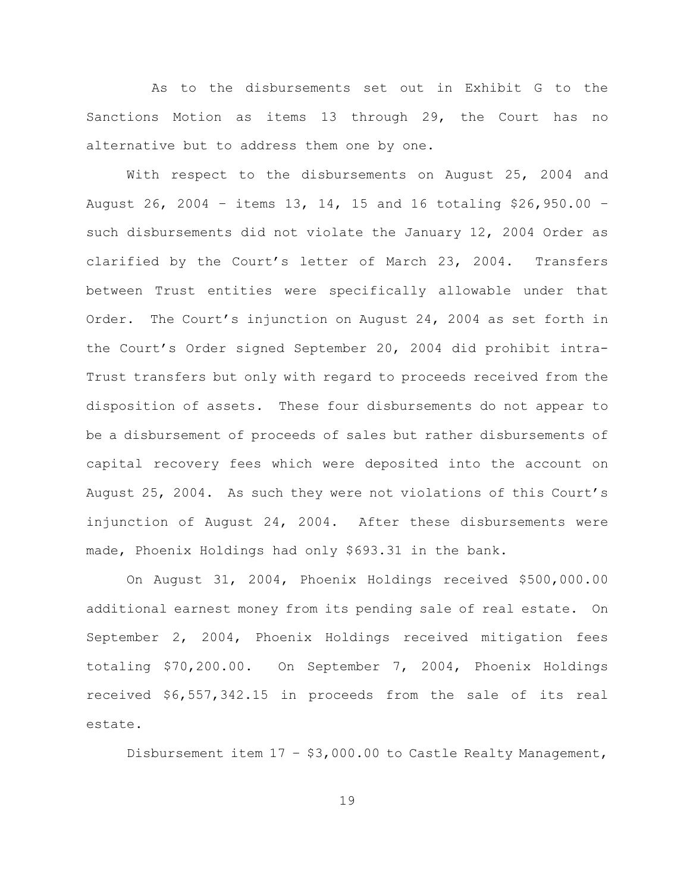As to the disbursements set out in Exhibit G to the Sanctions Motion as items 13 through 29, the Court has no alternative but to address them one by one.

With respect to the disbursements on August 25, 2004 and August 26, 2004 – items 13, 14, 15 and 16 totaling $26,950.00 – such disbursements did not violate the January 12, 2004 Order as clarified by the Court's letter of March 23, 2004. Transfers between Trust entities were specifically allowable under that Order. The Court's injunction on August 24, 2004 as set forth in the Court's Order signed September 20, 2004 did prohibit intra-Trust transfers but only with regard to proceeds received from the disposition of assets. These four disbursements do not appear to be a disbursement of proceeds of sales but rather disbursements of capital recovery fees which were deposited into the account on August 25, 2004. As such they were not violations of this Court's injunction of August 24, 2004. After these disbursements were made, Phoenix Holdings had only $693.31 in the bank.

On August 31, 2004, Phoenix Holdings received $500,000.00 additional earnest money from its pending sale of real estate. On September 2, 2004, Phoenix Holdings received mitigation fees totaling $70,200.00. On September 7, 2004, Phoenix Holdings received $6,557,342.15 in proceeds from the sale of its real estate.

Disbursement item 17 – $3,000.00 to Castle Realty Management,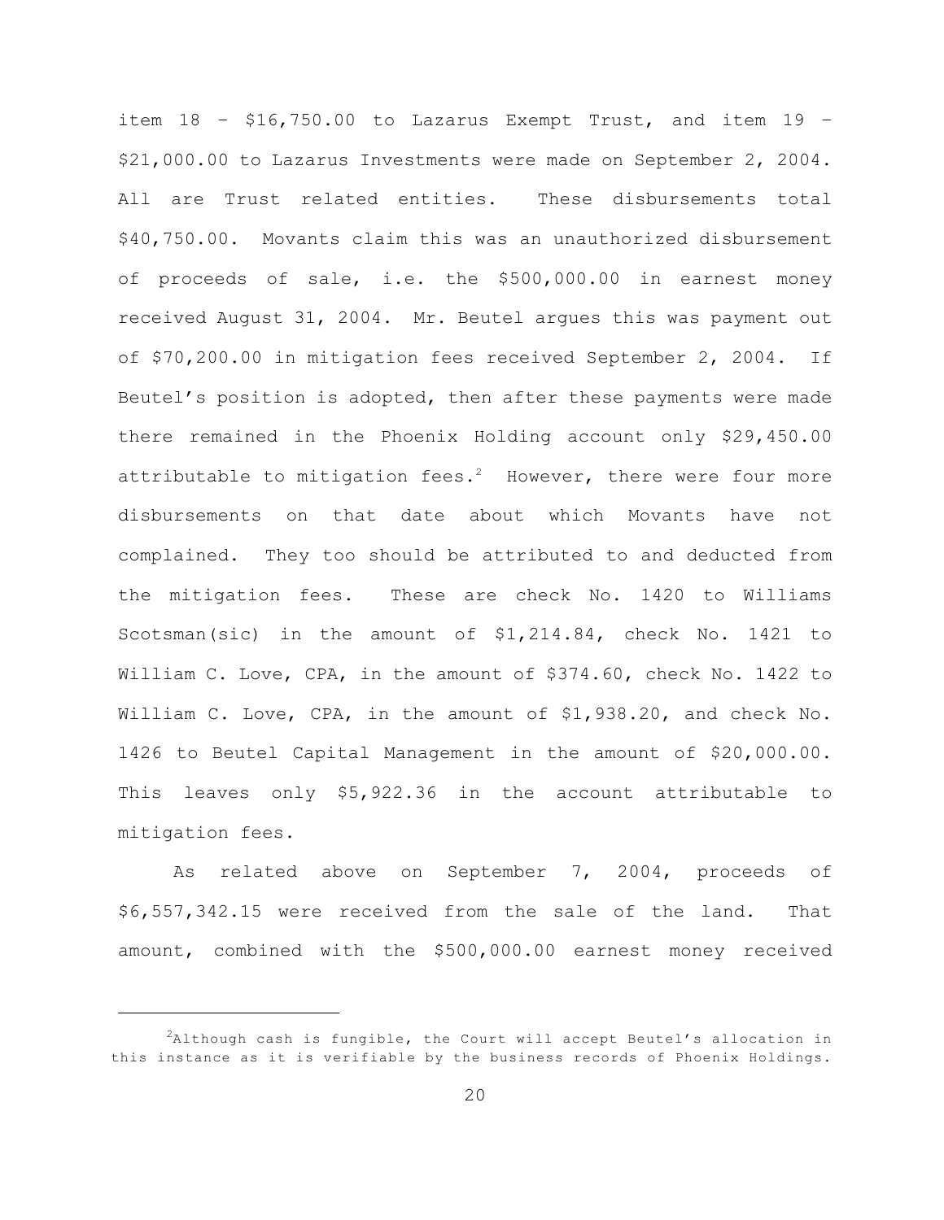item 18 – $16,750.00 to Lazarus Exempt Trust, and item 19 – $21,000.00 to Lazarus Investments were made on September 2, 2004. All are Trust related entities. These disbursements total $40,750.00. Movants claim this was an unauthorized disbursement of proceeds of sale, i.e. the $500,000.00 in earnest money received August 31, 2004. Mr. Beutel argues this was payment out of $70,200.00 in mitigation fees received September 2, 2004. If Beutel's position is adopted, then after these payments were made there remained in the Phoenix Holding account only $29,450.00 attributable to mitigation fees.[2] However, there were four more disbursements on that date about which Movants have not complained. They too should be attributed to and deducted from the mitigation fees. These are check No. 1420 to Williams Scotsman(sic) in the amount of $1,214.84, check No. 1421 to William C. Love, CPA, in the amount of $374.60, check No. 1422 to William C. Love, CPA, in the amount of $1,938.20, and check No. 1426 to Beutel Capital Management in the amount of $20,000.00. This leaves only $5,922.36 in the account attributable to mitigation fees.

As related above on September 7, 2004, proceeds of $6,557,342.15 were received from the sale of the land. That amount, combined with the $500,000.00 earnest money received

[2] Although cash is fungible, the Court will accept Beutel's allocation in this instance as it is verifiable by the business records of Phoenix Holdings.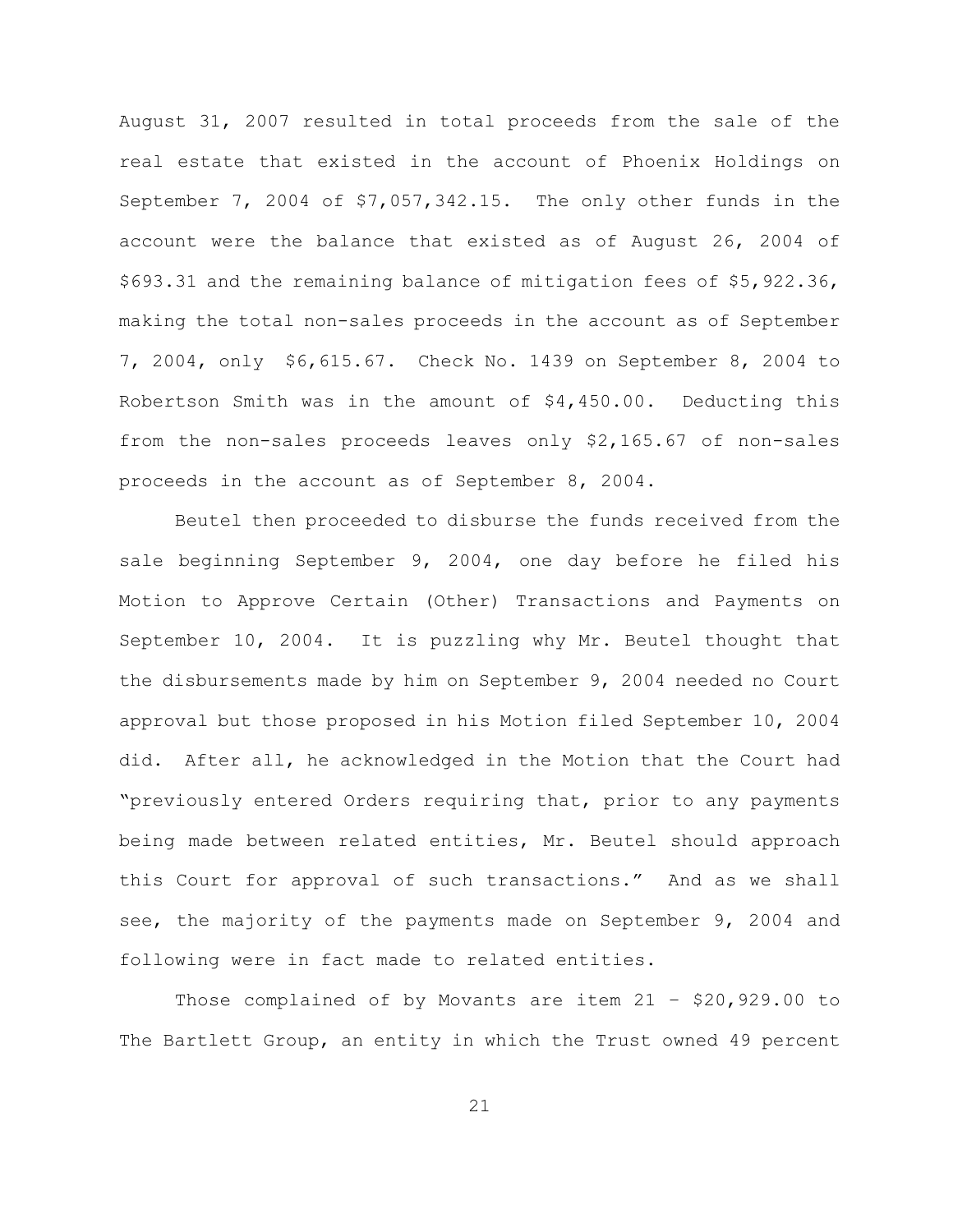August 31, 2007 resulted in total proceeds from the sale of the real estate that existed in the account of Phoenix Holdings on September 7, 2004 of $7,057,342.15. The only other funds in the account were the balance that existed as of August 26, 2004 of $693.31 and the remaining balance of mitigation fees of $5,922.36, making the total non-sales proceeds in the account as of September 7, 2004, only $6,615.67. Check No. 1439 on September 8, 2004 to Robertson Smith was in the amount of $4,450.00. Deducting this from the non-sales proceeds leaves only $2,165.67 of non-sales proceeds in the account as of September 8, 2004.

Beutel then proceeded to disburse the funds received from the sale beginning September 9, 2004, one day before he filed his Motion to Approve Certain (Other) Transactions and Payments on September 10, 2004. It is puzzling why Mr. Beutel thought that the disbursements made by him on September 9, 2004 needed no Court approval but those proposed in his Motion filed September 10, 2004 did. After all, he acknowledged in the Motion that the Court had "previously entered Orders requiring that, prior to any payments being made between related entities, Mr. Beutel should approach this Court for approval of such transactions." And as we shall see, the majority of the payments made on September 9, 2004 and following were in fact made to related entities.

Those complained of by Movants are item 21 – $20,929.00 to The Bartlett Group, an entity in which the Trust owned 49 percent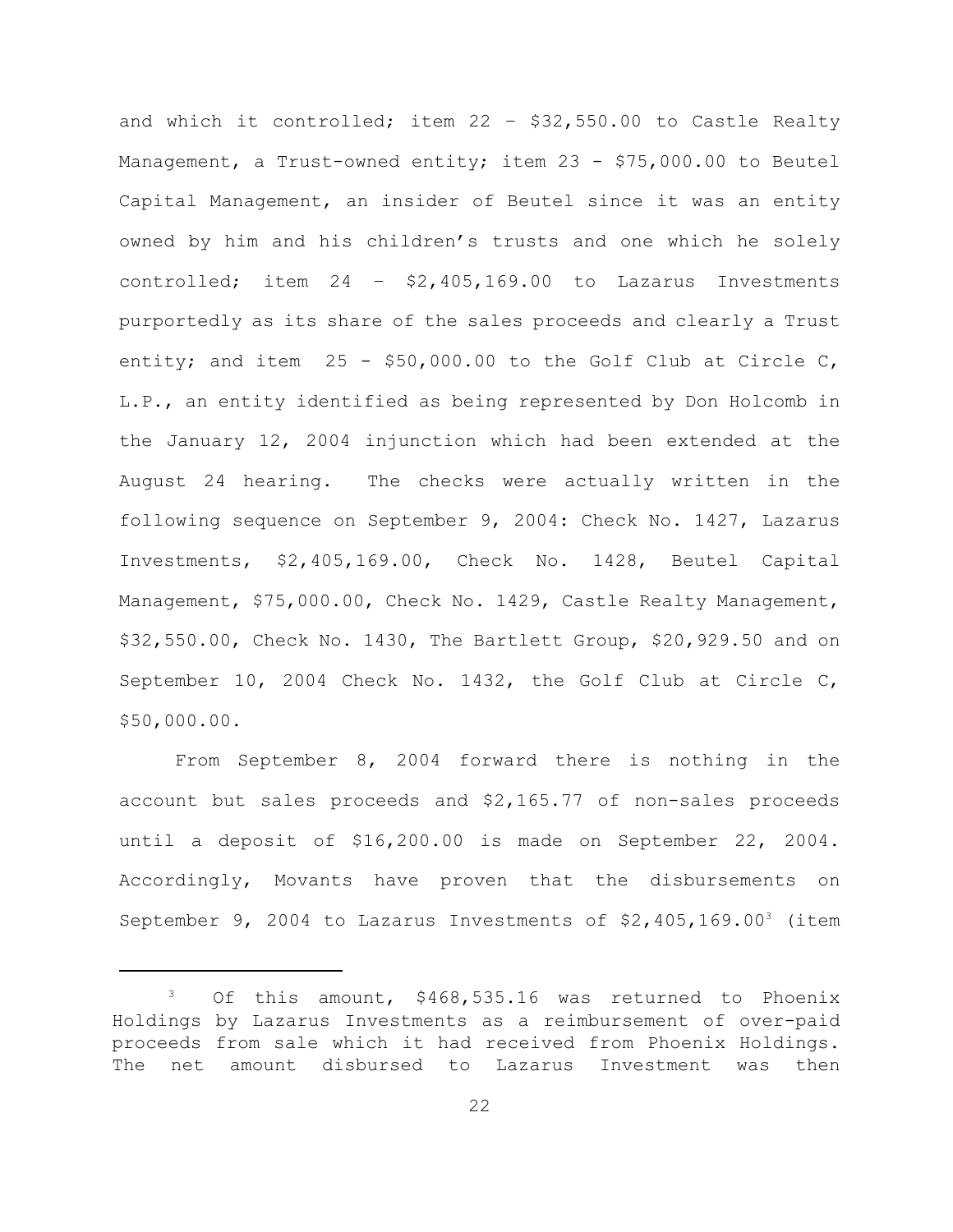and which it controlled; item 22 – $32,550.00 to Castle Realty Management, a Trust-owned entity; item 23 - $75,000.00 to Beutel Capital Management, an insider of Beutel since it was an entity owned by him and his children's trusts and one which he solely controlled; item 24 – $2,405,169.00 to Lazarus Investments purportedly as its share of the sales proceeds and clearly a Trust entity; and item 25 - $50,000.00 to the Golf Club at Circle C, L.P., an entity identified as being represented by Don Holcomb in the January 12, 2004 injunction which had been extended at the August 24 hearing. The checks were actually written in the following sequence on September 9, 2004: Check No. 1427, Lazarus Investments, $2,405,169.00, Check No. 1428, Beutel Capital Management, $75,000.00, Check No. 1429, Castle Realty Management, $32,550.00, Check No. 1430, The Bartlett Group, $20,929.50 and on September 10, 2004 Check No. 1432, the Golf Club at Circle C, $50,000.00.

From September 8, 2004 forward there is nothing in the account but sales proceeds and $2,165.77 of non-sales proceeds until a deposit of $16,200.00 is made on September 22, 2004. Accordingly, Movants have proven that the disbursements on September 9, 2004 to Lazarus Investments of $2,405,169.00[3] (item

[3] Of this amount, $468,535.16 was returned to Phoenix Holdings by Lazarus Investments as a reimbursement of over-paid proceeds from sale which it had received from Phoenix Holdings. The net amount disbursed to Lazarus Investment was then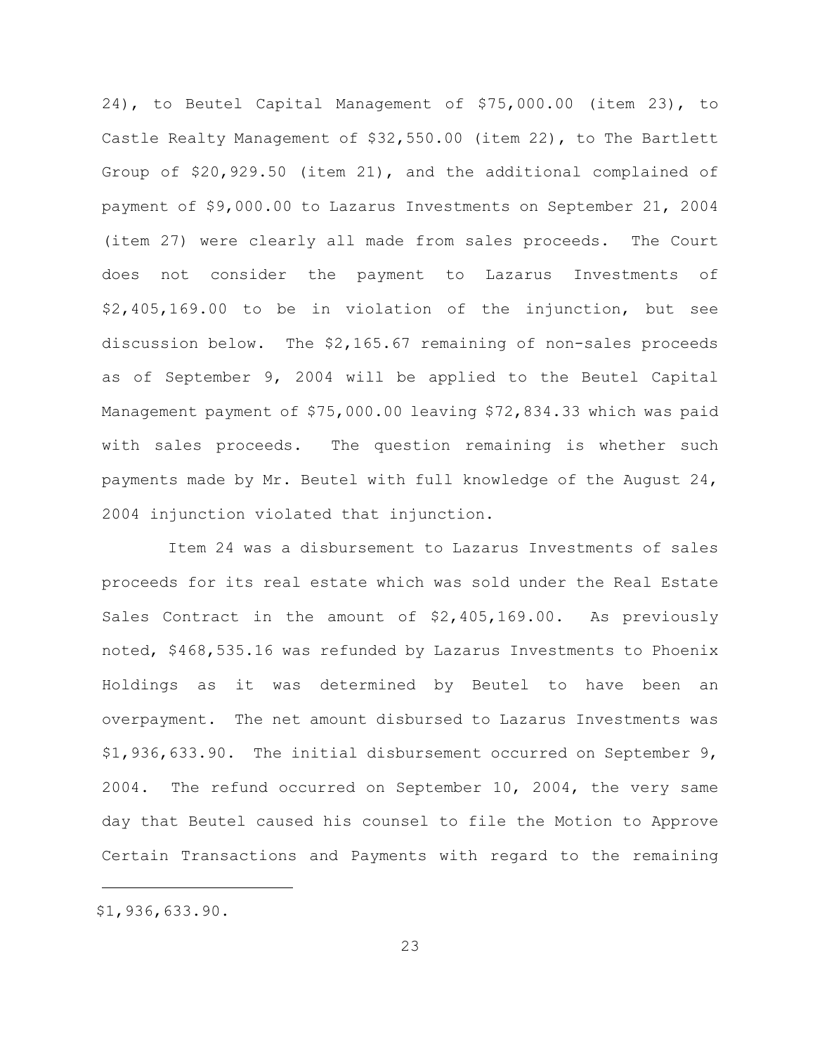24), to Beutel Capital Management of $75,000.00 (item 23), to Castle Realty Management of $32,550.00 (item 22), to The Bartlett Group of $20,929.50 (item 21), and the additional complained of payment of $9,000.00 to Lazarus Investments on September 21, 2004 (item 27) were clearly all made from sales proceeds. The Court does not consider the payment to Lazarus Investments of $2,405,169.00 to be in violation of the injunction, but see discussion below. The $2,165.67 remaining of non-sales proceeds as of September 9, 2004 will be applied to the Beutel Capital Management payment of $75,000.00 leaving $72,834.33 which was paid with sales proceeds. The question remaining is whether such payments made by Mr. Beutel with full knowledge of the August 24, 2004 injunction violated that injunction.

Item 24 was a disbursement to Lazarus Investments of sales proceeds for its real estate which was sold under the Real Estate Sales Contract in the amount of $2,405,169.00. As previously noted, $468,535.16 was refunded by Lazarus Investments to Phoenix Holdings as it was determined by Beutel to have been an overpayment. The net amount disbursed to Lazarus Investments was $1,936,633.90. The initial disbursement occurred on September 9, 2004. The refund occurred on September 10, 2004, the very same day that Beutel caused his counsel to file the Motion to Approve Certain Transactions and Payments with regard to the remaining

---

$1,936,633.90.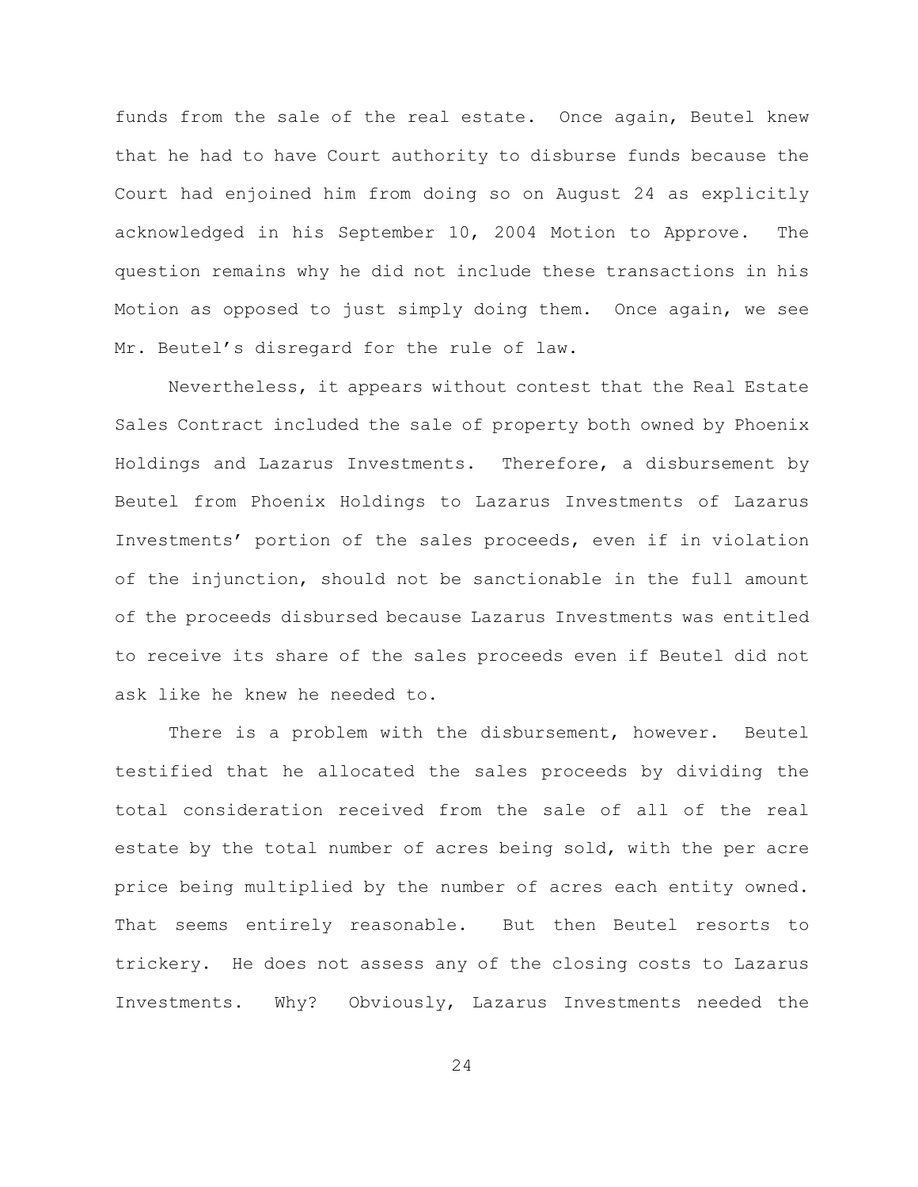funds from the sale of the real estate. Once again, Beutel knew that he had to have Court authority to disburse funds because the Court had enjoined him from doing so on August 24 as explicitly acknowledged in his September 10, 2004 Motion to Approve. The question remains why he did not include these transactions in his Motion as opposed to just simply doing them. Once again, we see Mr. Beutel's disregard for the rule of law.

Nevertheless, it appears without contest that the Real Estate Sales Contract included the sale of property both owned by Phoenix Holdings and Lazarus Investments. Therefore, a disbursement by Beutel from Phoenix Holdings to Lazarus Investments of Lazarus Investments' portion of the sales proceeds, even if in violation of the injunction, should not be sanctionable in the full amount of the proceeds disbursed because Lazarus Investments was entitled to receive its share of the sales proceeds even if Beutel did not ask like he knew he needed to.

There is a problem with the disbursement, however. Beutel testified that he allocated the sales proceeds by dividing the total consideration received from the sale of all of the real estate by the total number of acres being sold, with the per acre price being multiplied by the number of acres each entity owned. That seems entirely reasonable. But then Beutel resorts to trickery. He does not assess any of the closing costs to Lazarus Investments. Why? Obviously, Lazarus Investments needed the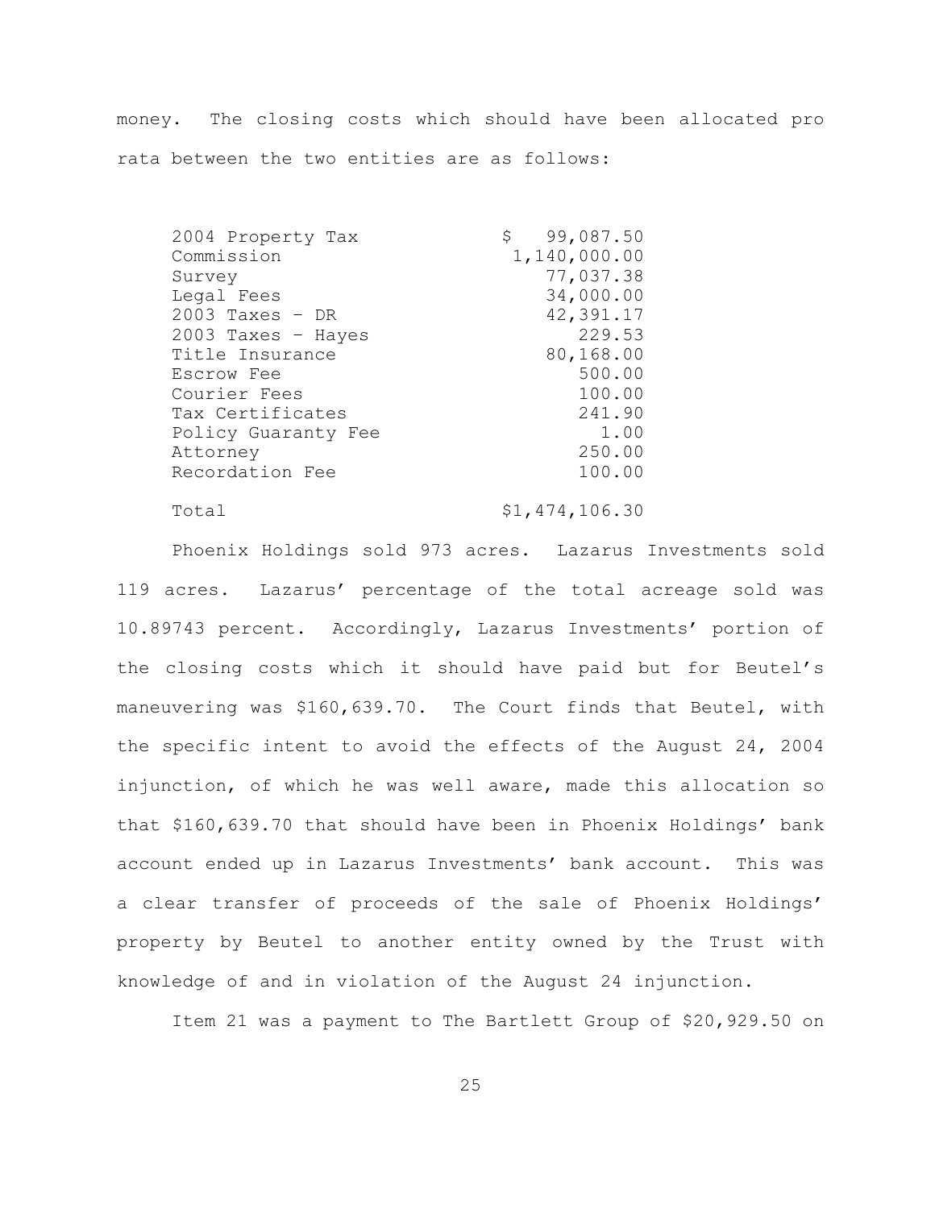money. The closing costs which should have been allocated pro rata between the two entities are as follows:

| | |
|---|---|
| 2004 Property Tax | $ 99,087.50 |
| Commission | 1,140,000.00 |
| Survey | 77,037.38 |
| Legal Fees | 34,000.00 |
| 2003 Taxes – DR | 42,391.17 |
| 2003 Taxes – Hayes | 229.53 |
| Title Insurance | 80,168.00 |
| Escrow Fee | 500.00 |
| Courier Fees | 100.00 |
| Tax Certificates | 241.90 |
| Policy Guaranty Fee | 1.00 |
| Attorney | 250.00 |
| Recordation Fee | 100.00 |
| Total | $1,474,106.30 |

Phoenix Holdings sold 973 acres. Lazarus Investments sold 119 acres. Lazarus' percentage of the total acreage sold was 10.89743 percent. Accordingly, Lazarus Investments' portion of the closing costs which it should have paid but for Beutel's maneuvering was $160,639.70. The Court finds that Beutel, with the specific intent to avoid the effects of the August 24, 2004 injunction, of which he was well aware, made this allocation so that $160,639.70 that should have been in Phoenix Holdings' bank account ended up in Lazarus Investments' bank account. This was a clear transfer of proceeds of the sale of Phoenix Holdings' property by Beutel to another entity owned by the Trust with knowledge of and in violation of the August 24 injunction.

Item 21 was a payment to The Bartlett Group of $20,929.50 on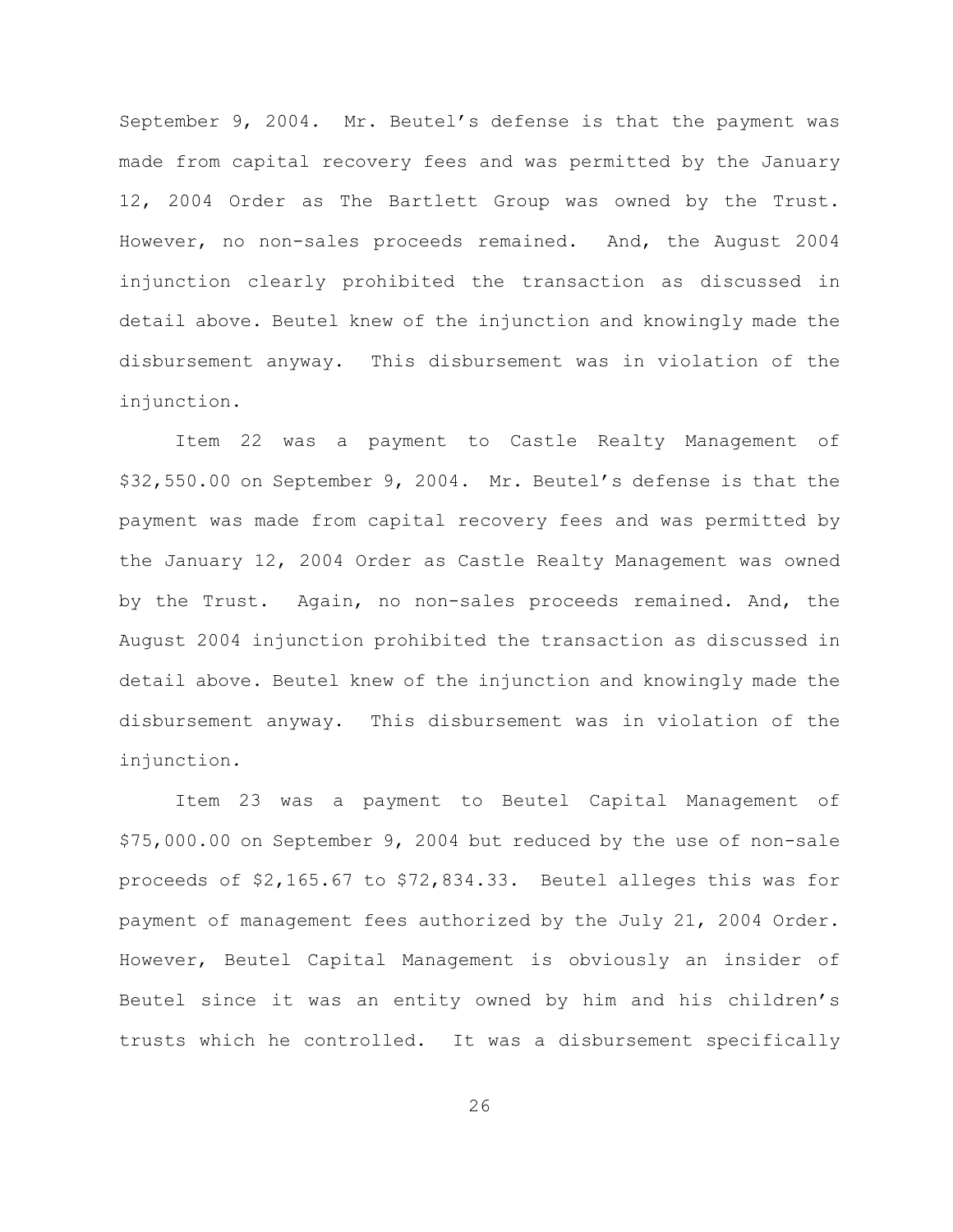September 9, 2004. Mr. Beutel's defense is that the payment was made from capital recovery fees and was permitted by the January 12, 2004 Order as The Bartlett Group was owned by the Trust. However, no non-sales proceeds remained. And, the August 2004 injunction clearly prohibited the transaction as discussed in detail above. Beutel knew of the injunction and knowingly made the disbursement anyway. This disbursement was in violation of the injunction.

Item 22 was a payment to Castle Realty Management of $32,550.00 on September 9, 2004. Mr. Beutel's defense is that the payment was made from capital recovery fees and was permitted by the January 12, 2004 Order as Castle Realty Management was owned by the Trust. Again, no non-sales proceeds remained. And, the August 2004 injunction prohibited the transaction as discussed in detail above. Beutel knew of the injunction and knowingly made the disbursement anyway. This disbursement was in violation of the injunction.

Item 23 was a payment to Beutel Capital Management of $75,000.00 on September 9, 2004 but reduced by the use of non-sale proceeds of $2,165.67 to $72,834.33. Beutel alleges this was for payment of management fees authorized by the July 21, 2004 Order. However, Beutel Capital Management is obviously an insider of Beutel since it was an entity owned by him and his children's trusts which he controlled. It was a disbursement specifically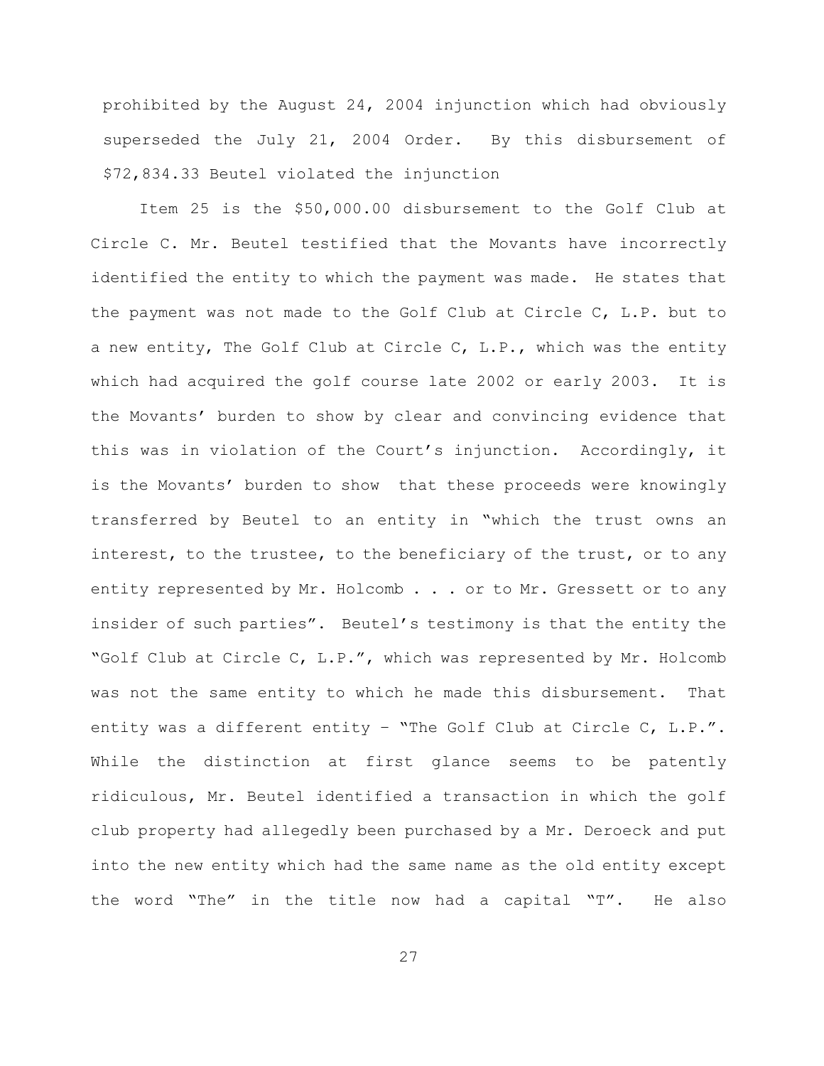prohibited by the August 24, 2004 injunction which had obviously superseded the July 21, 2004 Order. By this disbursement of $72,834.33 Beutel violated the injunction

Item 25 is the $50,000.00 disbursement to the Golf Club at Circle C. Mr. Beutel testified that the Movants have incorrectly identified the entity to which the payment was made. He states that the payment was not made to the Golf Club at Circle C, L.P. but to a new entity, The Golf Club at Circle C, L.P., which was the entity which had acquired the golf course late 2002 or early 2003. It is the Movants' burden to show by clear and convincing evidence that this was in violation of the Court's injunction. Accordingly, it is the Movants' burden to show that these proceeds were knowingly transferred by Beutel to an entity in "which the trust owns an interest, to the trustee, to the beneficiary of the trust, or to any entity represented by Mr. Holcomb . . . or to Mr. Gressett or to any insider of such parties". Beutel's testimony is that the entity the "Golf Club at Circle C, L.P.", which was represented by Mr. Holcomb was not the same entity to which he made this disbursement. That entity was a different entity – "The Golf Club at Circle C, L.P.". While the distinction at first glance seems to be patently ridiculous, Mr. Beutel identified a transaction in which the golf club property had allegedly been purchased by a Mr. Deroeck and put into the new entity which had the same name as the old entity except the word "The" in the title now had a capital "T". He also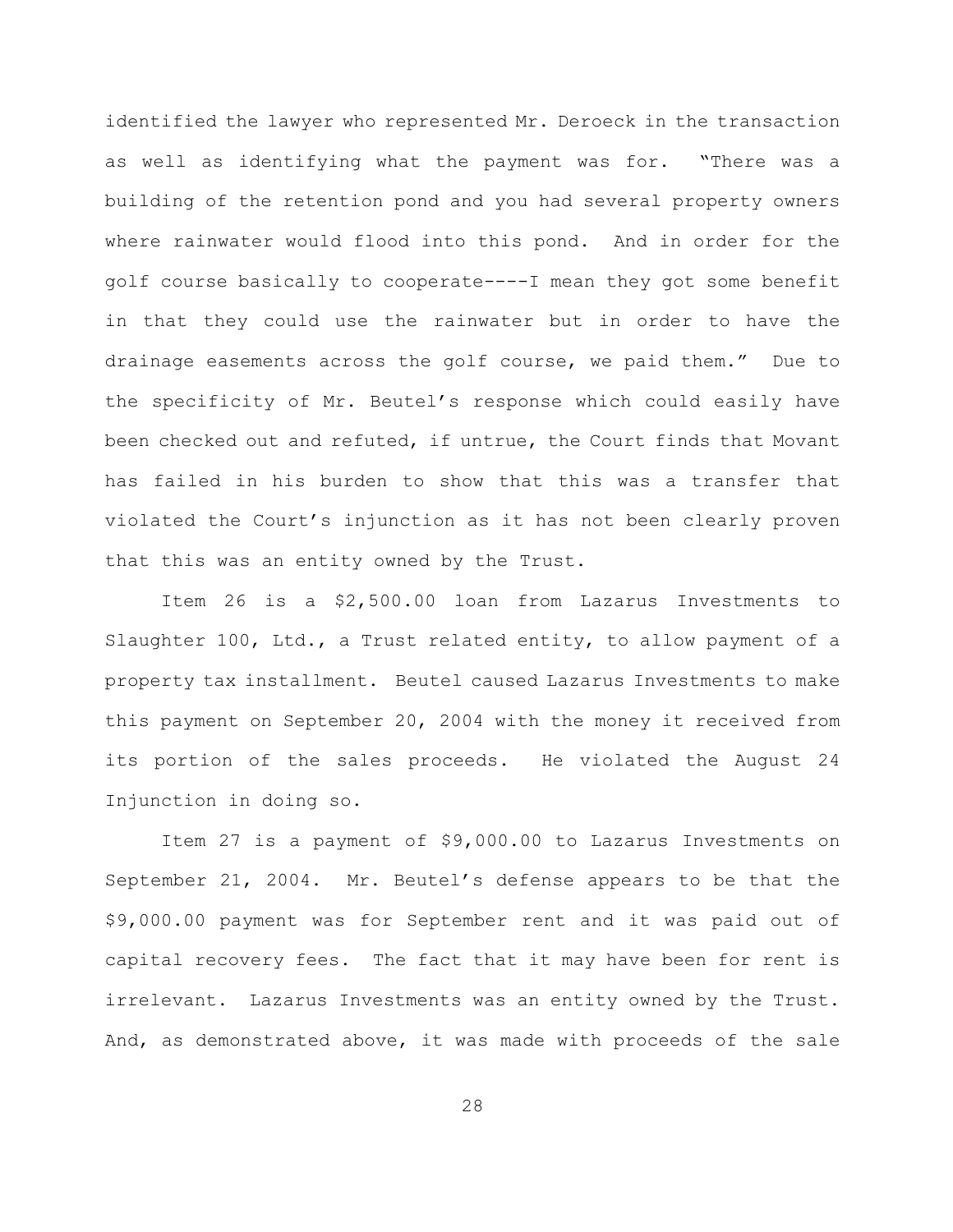identified the lawyer who represented Mr. Deroeck in the transaction as well as identifying what the payment was for. "There was a building of the retention pond and you had several property owners where rainwater would flood into this pond. And in order for the golf course basically to cooperate----I mean they got some benefit in that they could use the rainwater but in order to have the drainage easements across the golf course, we paid them." Due to the specificity of Mr. Beutel's response which could easily have been checked out and refuted, if untrue, the Court finds that Movant has failed in his burden to show that this was a transfer that violated the Court's injunction as it has not been clearly proven that this was an entity owned by the Trust.

Item 26 is a $2,500.00 loan from Lazarus Investments to Slaughter 100, Ltd., a Trust related entity, to allow payment of a property tax installment. Beutel caused Lazarus Investments to make this payment on September 20, 2004 with the money it received from its portion of the sales proceeds. He violated the August 24 Injunction in doing so.

Item 27 is a payment of $9,000.00 to Lazarus Investments on September 21, 2004. Mr. Beutel's defense appears to be that the $9,000.00 payment was for September rent and it was paid out of capital recovery fees. The fact that it may have been for rent is irrelevant. Lazarus Investments was an entity owned by the Trust. And, as demonstrated above, it was made with proceeds of the sale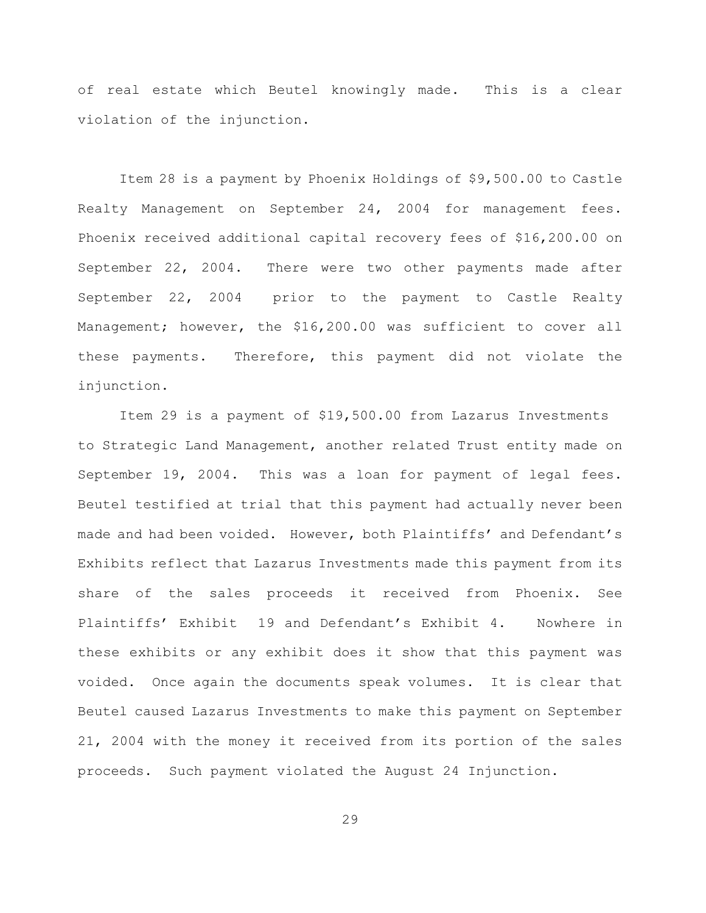of real estate which Beutel knowingly made. This is a clear violation of the injunction.

Item 28 is a payment by Phoenix Holdings of $9,500.00 to Castle Realty Management on September 24, 2004 for management fees. Phoenix received additional capital recovery fees of $16,200.00 on September 22, 2004. There were two other payments made after September 22, 2004 prior to the payment to Castle Realty Management; however, the $16,200.00 was sufficient to cover all these payments. Therefore, this payment did not violate the injunction.

Item 29 is a payment of $19,500.00 from Lazarus Investments to Strategic Land Management, another related Trust entity made on September 19, 2004. This was a loan for payment of legal fees. Beutel testified at trial that this payment had actually never been made and had been voided. However, both Plaintiffs' and Defendant's Exhibits reflect that Lazarus Investments made this payment from its share of the sales proceeds it received from Phoenix. See Plaintiffs' Exhibit 19 and Defendant's Exhibit 4. Nowhere in these exhibits or any exhibit does it show that this payment was voided. Once again the documents speak volumes. It is clear that Beutel caused Lazarus Investments to make this payment on September 21, 2004 with the money it received from its portion of the sales proceeds. Such payment violated the August 24 Injunction.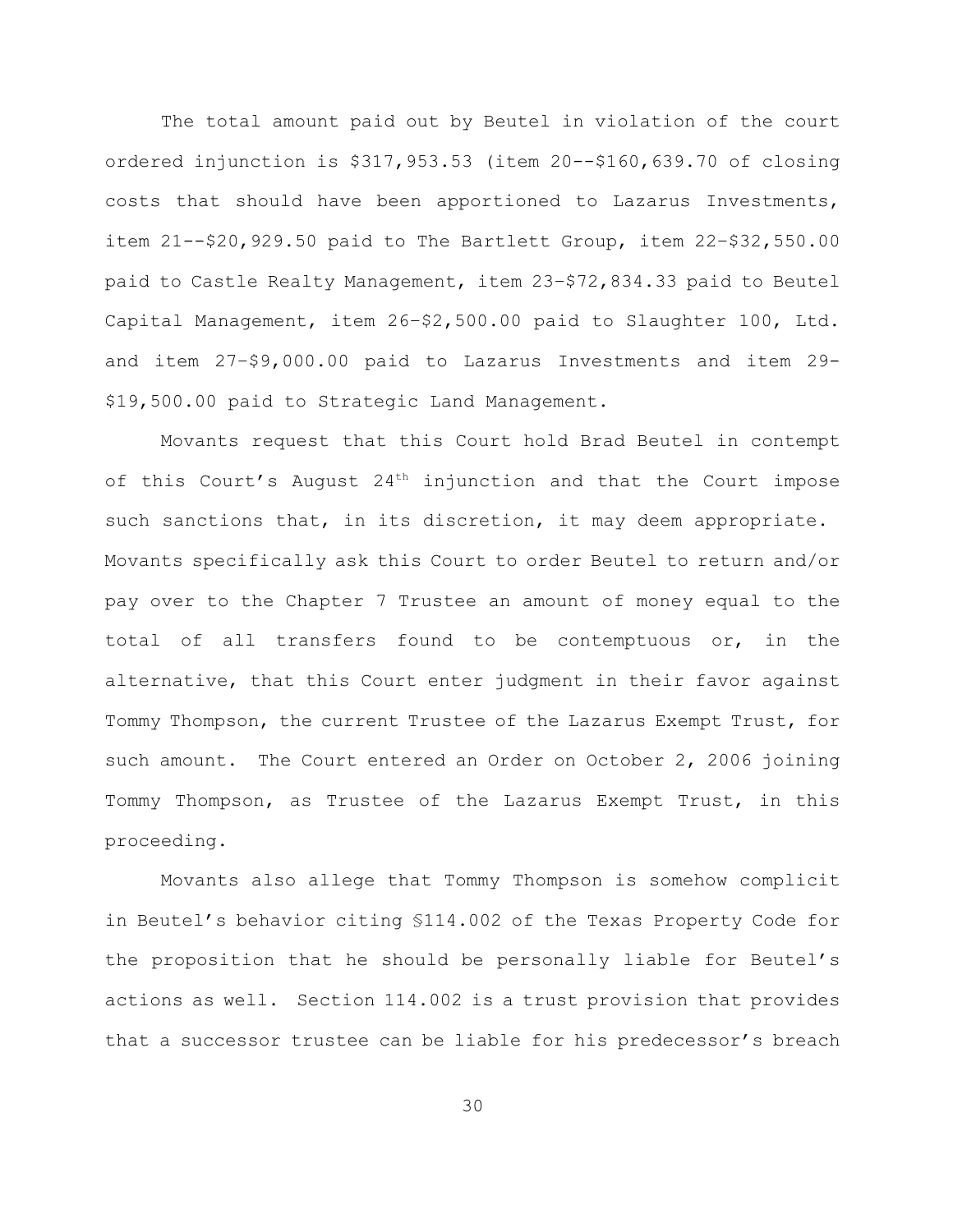The total amount paid out by Beutel in violation of the court ordered injunction is $317,953.53 (item 20--$160,639.70 of closing costs that should have been apportioned to Lazarus Investments, item 21--$20,929.50 paid to The Bartlett Group, item 22–$32,550.00 paid to Castle Realty Management, item 23–$72,834.33 paid to Beutel Capital Management, item 26–$2,500.00 paid to Slaughter 100, Ltd. and item 27–$9,000.00 paid to Lazarus Investments and item 29-$19,500.00 paid to Strategic Land Management.

Movants request that this Court hold Brad Beutel in contempt of this Court's August 24th injunction and that the Court impose such sanctions that, in its discretion, it may deem appropriate. Movants specifically ask this Court to order Beutel to return and/or pay over to the Chapter 7 Trustee an amount of money equal to the total of all transfers found to be contemptuous or, in the alternative, that this Court enter judgment in their favor against Tommy Thompson, the current Trustee of the Lazarus Exempt Trust, for such amount. The Court entered an Order on October 2, 2006 joining Tommy Thompson, as Trustee of the Lazarus Exempt Trust, in this proceeding.

Movants also allege that Tommy Thompson is somehow complicit in Beutel's behavior citing §114.002 of the Texas Property Code for the proposition that he should be personally liable for Beutel's actions as well. Section 114.002 is a trust provision that provides that a successor trustee can be liable for his predecessor's breach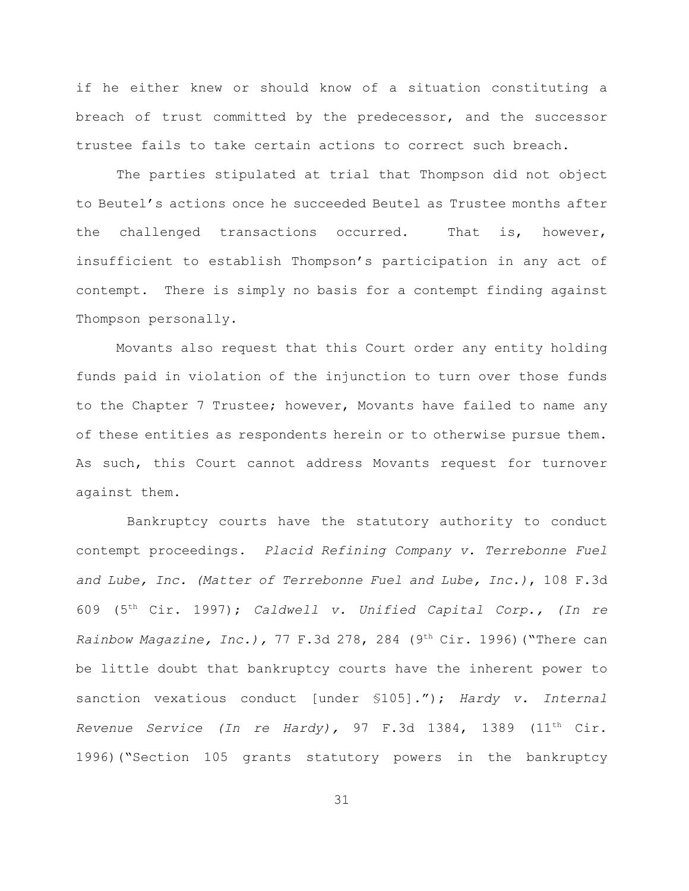if he either knew or should know of a situation constituting a breach of trust committed by the predecessor, and the successor trustee fails to take certain actions to correct such breach.

The parties stipulated at trial that Thompson did not object to Beutel's actions once he succeeded Beutel as Trustee months after the challenged transactions occurred. That is, however, insufficient to establish Thompson's participation in any act of contempt. There is simply no basis for a contempt finding against Thompson personally.

Movants also request that this Court order any entity holding funds paid in violation of the injunction to turn over those funds to the Chapter 7 Trustee; however, Movants have failed to name any of these entities as respondents herein or to otherwise pursue them. As such, this Court cannot address Movants request for turnover against them.

Bankruptcy courts have the statutory authority to conduct contempt proceedings. *Placid Refining Company v. Terrebonne Fuel and Lube, Inc. (Matter of Terrebonne Fuel and Lube, Inc.)*, 108 F.3d 609 (5th Cir. 1997); *Caldwell v. Unified Capital Corp., (In re Rainbow Magazine, Inc.)*, 77 F.3d 278, 284 (9th Cir. 1996)("There can be little doubt that bankruptcy courts have the inherent power to sanction vexatious conduct [under §105]."); *Hardy v. Internal Revenue Service (In re Hardy)*, 97 F.3d 1384, 1389 (11th Cir. 1996)("Section 105 grants statutory powers in the bankruptcy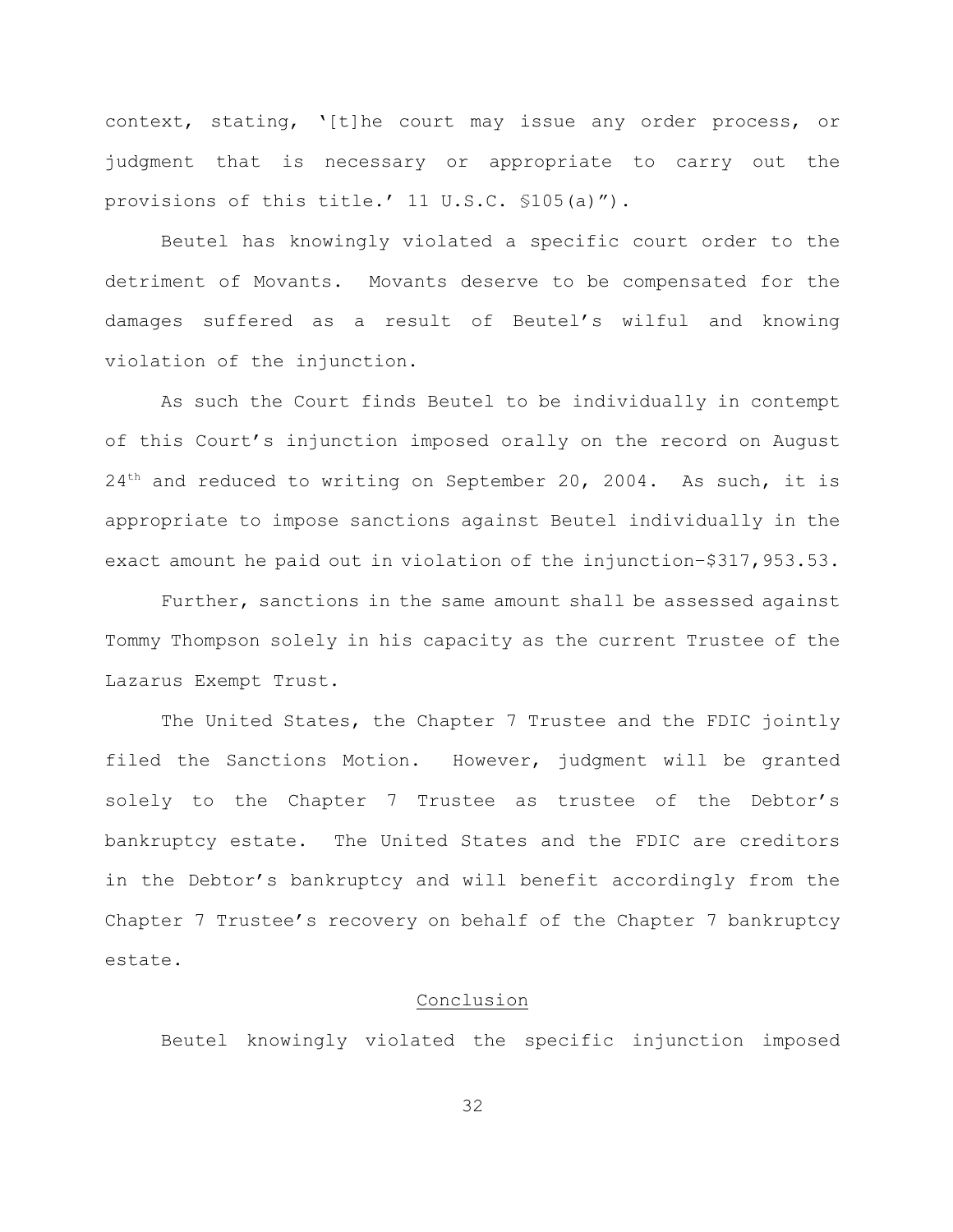context, stating, '[t]he court may issue any order process, or judgment that is necessary or appropriate to carry out the provisions of this title.' 11 U.S.C. §105(a)").

Beutel has knowingly violated a specific court order to the detriment of Movants. Movants deserve to be compensated for the damages suffered as a result of Beutel's wilful and knowing violation of the injunction.

As such the Court finds Beutel to be individually in contempt of this Court's injunction imposed orally on the record on August 24th and reduced to writing on September 20, 2004. As such, it is appropriate to impose sanctions against Beutel individually in the exact amount he paid out in violation of the injunction-$317,953.53.

Further, sanctions in the same amount shall be assessed against Tommy Thompson solely in his capacity as the current Trustee of the Lazarus Exempt Trust.

The United States, the Chapter 7 Trustee and the FDIC jointly filed the Sanctions Motion. However, judgment will be granted solely to the Chapter 7 Trustee as trustee of the Debtor's bankruptcy estate. The United States and the FDIC are creditors in the Debtor's bankruptcy and will benefit accordingly from the Chapter 7 Trustee's recovery on behalf of the Chapter 7 bankruptcy estate.

## Conclusion

Beutel knowingly violated the specific injunction imposed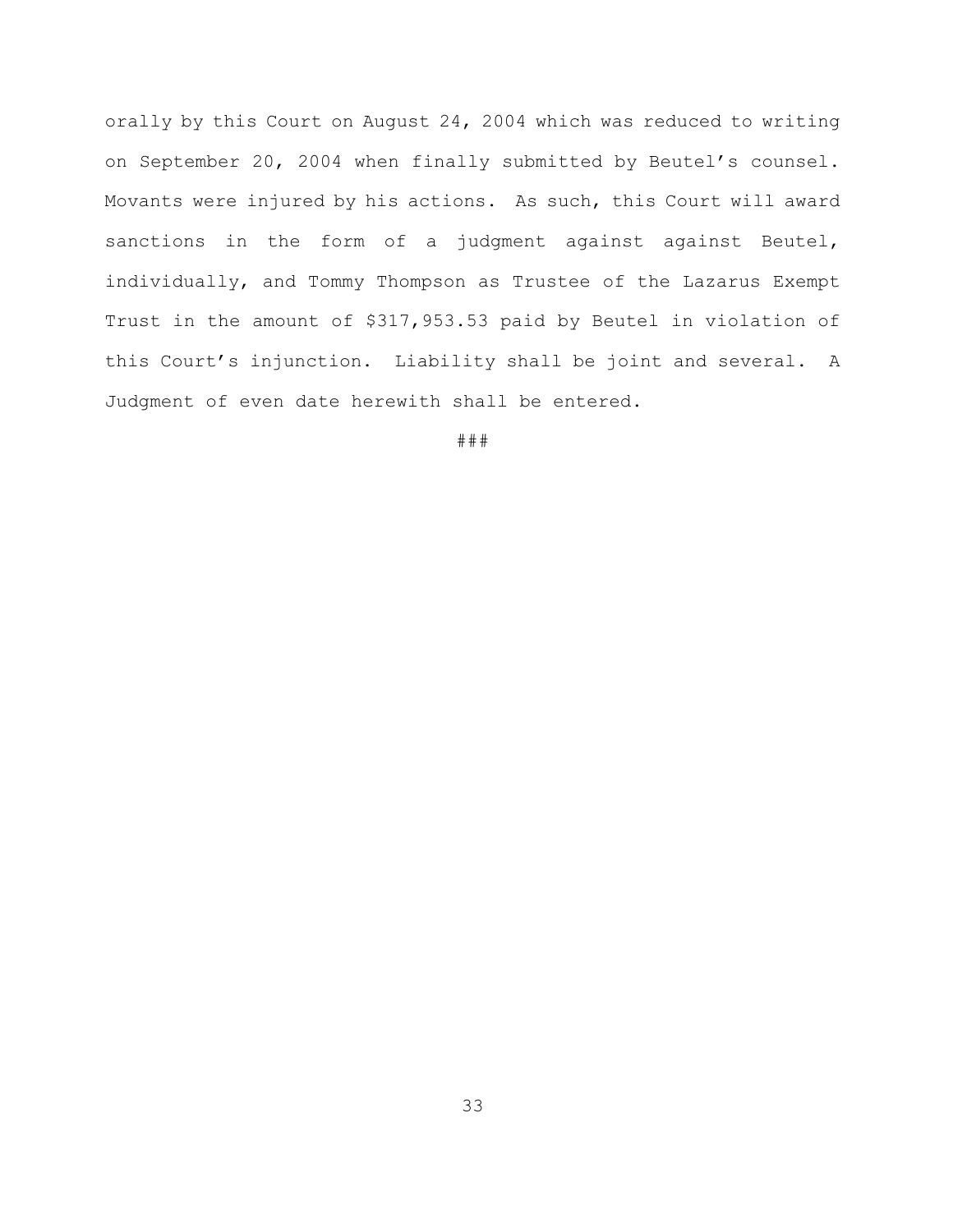orally by this Court on August 24, 2004 which was reduced to writing on September 20, 2004 when finally submitted by Beutel's counsel. Movants were injured by his actions. As such, this Court will award sanctions in the form of a judgment against against Beutel, individually, and Tommy Thompson as Trustee of the Lazarus Exempt Trust in the amount of $317,953.53 paid by Beutel in violation of this Court's injunction. Liability shall be joint and several. A Judgment of even date herewith shall be entered.

###